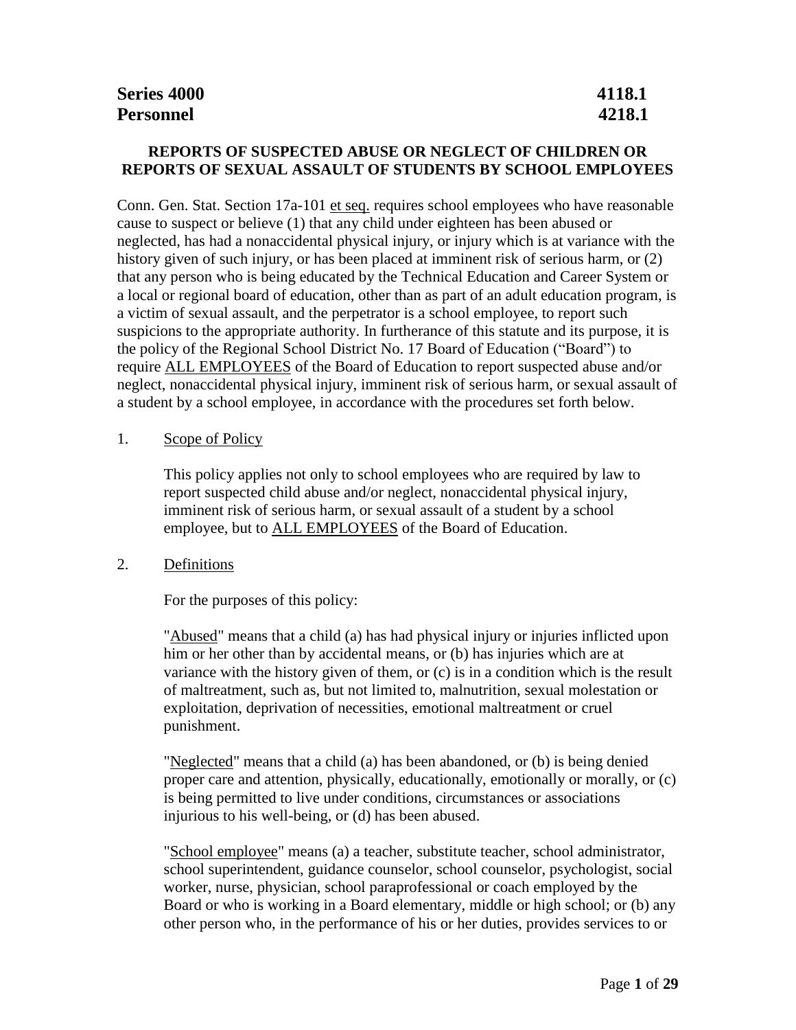**Series 4000** **4118.1**
**Personnel** **4218.1**

## REPORTS OF SUSPECTED ABUSE OR NEGLECT OF CHILDREN OR REPORTS OF SEXUAL ASSAULT OF STUDENTS BY SCHOOL EMPLOYEES

Conn. Gen. Stat. Section 17a-101 et seq. requires school employees who have reasonable cause to suspect or believe (1) that any child under eighteen has been abused or neglected, has had a nonaccidental physical injury, or injury which is at variance with the history given of such injury, or has been placed at imminent risk of serious harm, or (2) that any person who is being educated by the Technical Education and Career System or a local or regional board of education, other than as part of an adult education program, is a victim of sexual assault, and the perpetrator is a school employee, to report such suspicions to the appropriate authority. In furtherance of this statute and its purpose, it is the policy of the Regional School District No. 17 Board of Education ("Board") to require ALL EMPLOYEES of the Board of Education to report suspected abuse and/or neglect, nonaccidental physical injury, imminent risk of serious harm, or sexual assault of a student by a school employee, in accordance with the procedures set forth below.

1. Scope of Policy

   This policy applies not only to school employees who are required by law to report suspected child abuse and/or neglect, nonaccidental physical injury, imminent risk of serious harm, or sexual assault of a student by a school employee, but to ALL EMPLOYEES of the Board of Education.

2. Definitions

   For the purposes of this policy:

   "Abused" means that a child (a) has had physical injury or injuries inflicted upon him or her other than by accidental means, or (b) has injuries which are at variance with the history given of them, or (c) is in a condition which is the result of maltreatment, such as, but not limited to, malnutrition, sexual molestation or exploitation, deprivation of necessities, emotional maltreatment or cruel punishment.

   "Neglected" means that a child (a) has been abandoned, or (b) is being denied proper care and attention, physically, educationally, emotionally or morally, or (c) is being permitted to live under conditions, circumstances or associations injurious to his well-being, or (d) has been abused.

   "School employee" means (a) a teacher, substitute teacher, school administrator, school superintendent, guidance counselor, school counselor, psychologist, social worker, nurse, physician, school paraprofessional or coach employed by the Board or who is working in a Board elementary, middle or high school; or (b) any other person who, in the performance of his or her duties, provides services to or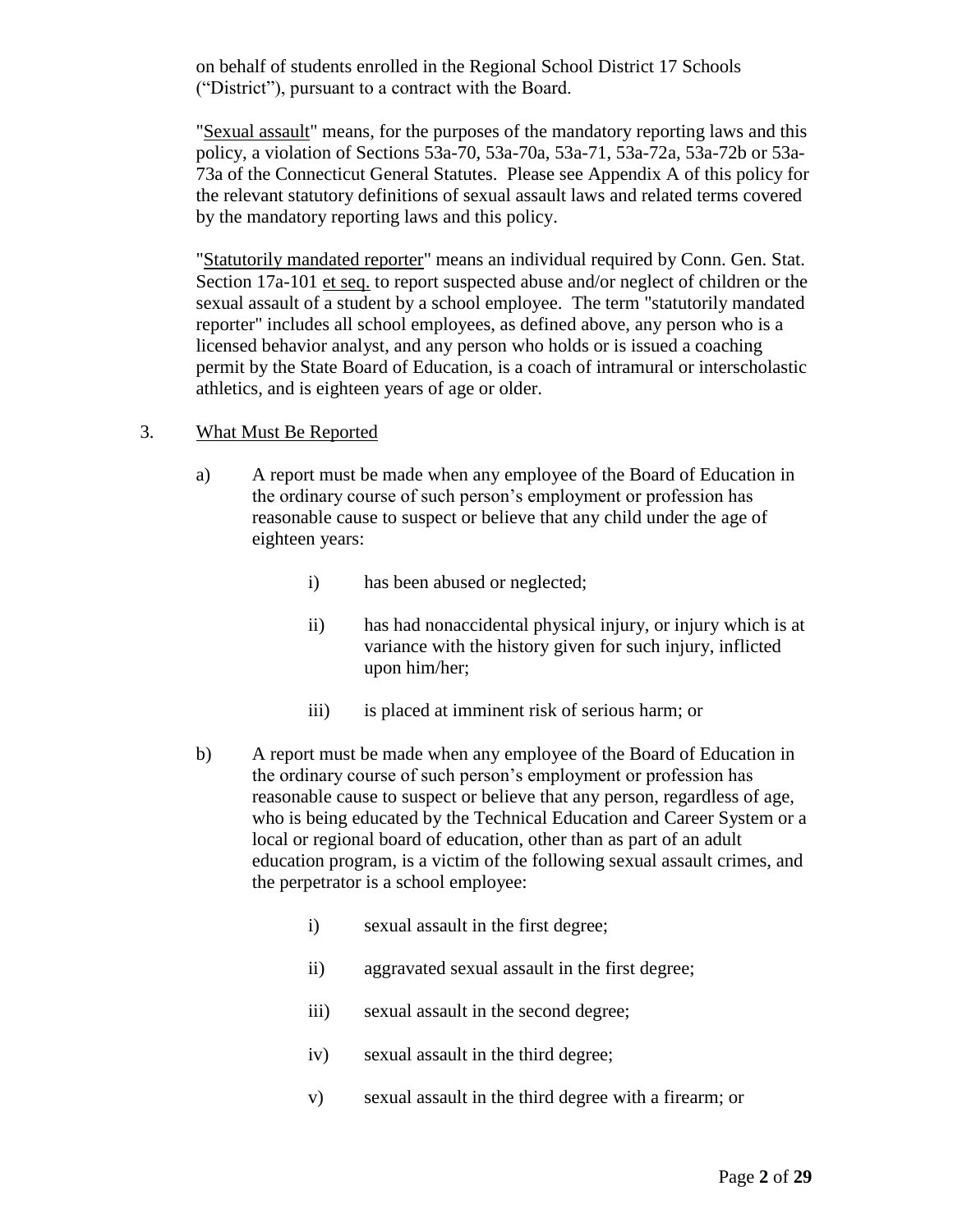on behalf of students enrolled in the Regional School District 17 Schools ("District"), pursuant to a contract with the Board.

"Sexual assault" means, for the purposes of the mandatory reporting laws and this policy, a violation of Sections 53a-70, 53a-70a, 53a-71, 53a-72a, 53a-72b or 53a-73a of the Connecticut General Statutes. Please see Appendix A of this policy for the relevant statutory definitions of sexual assault laws and related terms covered by the mandatory reporting laws and this policy.

"Statutorily mandated reporter" means an individual required by Conn. Gen. Stat. Section 17a-101 et seq. to report suspected abuse and/or neglect of children or the sexual assault of a student by a school employee. The term "statutorily mandated reporter" includes all school employees, as defined above, any person who is a licensed behavior analyst, and any person who holds or is issued a coaching permit by the State Board of Education, is a coach of intramural or interscholastic athletics, and is eighteen years of age or older.

3. What Must Be Reported

a) A report must be made when any employee of the Board of Education in the ordinary course of such person's employment or profession has reasonable cause to suspect or believe that any child under the age of eighteen years:

   i) has been abused or neglected;

   ii) has had nonaccidental physical injury, or injury which is at variance with the history given for such injury, inflicted upon him/her;

   iii) is placed at imminent risk of serious harm; or

b) A report must be made when any employee of the Board of Education in the ordinary course of such person's employment or profession has reasonable cause to suspect or believe that any person, regardless of age, who is being educated by the Technical Education and Career System or a local or regional board of education, other than as part of an adult education program, is a victim of the following sexual assault crimes, and the perpetrator is a school employee:

   i) sexual assault in the first degree;

   ii) aggravated sexual assault in the first degree;

   iii) sexual assault in the second degree;

   iv) sexual assault in the third degree;

   v) sexual assault in the third degree with a firearm; or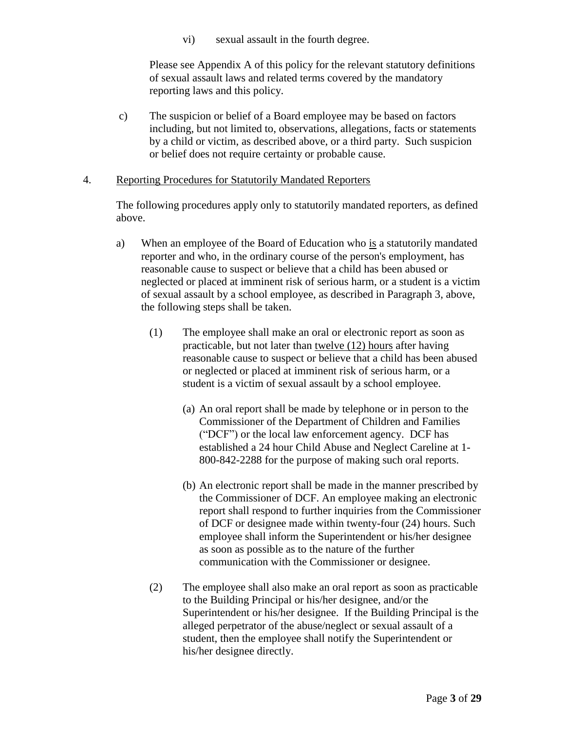vi) sexual assault in the fourth degree.

Please see Appendix A of this policy for the relevant statutory definitions of sexual assault laws and related terms covered by the mandatory reporting laws and this policy.

c) The suspicion or belief of a Board employee may be based on factors including, but not limited to, observations, allegations, facts or statements by a child or victim, as described above, or a third party. Such suspicion or belief does not require certainty or probable cause.

4. Reporting Procedures for Statutorily Mandated Reporters

The following procedures apply only to statutorily mandated reporters, as defined above.

a) When an employee of the Board of Education who is a statutorily mandated reporter and who, in the ordinary course of the person's employment, has reasonable cause to suspect or believe that a child has been abused or neglected or placed at imminent risk of serious harm, or a student is a victim of sexual assault by a school employee, as described in Paragraph 3, above, the following steps shall be taken.

(1) The employee shall make an oral or electronic report as soon as practicable, but not later than twelve (12) hours after having reasonable cause to suspect or believe that a child has been abused or neglected or placed at imminent risk of serious harm, or a student is a victim of sexual assault by a school employee.

(a) An oral report shall be made by telephone or in person to the Commissioner of the Department of Children and Families ("DCF") or the local law enforcement agency. DCF has established a 24 hour Child Abuse and Neglect Careline at 1-800-842-2288 for the purpose of making such oral reports.

(b) An electronic report shall be made in the manner prescribed by the Commissioner of DCF. An employee making an electronic report shall respond to further inquiries from the Commissioner of DCF or designee made within twenty-four (24) hours. Such employee shall inform the Superintendent or his/her designee as soon as possible as to the nature of the further communication with the Commissioner or designee.

(2) The employee shall also make an oral report as soon as practicable to the Building Principal or his/her designee, and/or the Superintendent or his/her designee. If the Building Principal is the alleged perpetrator of the abuse/neglect or sexual assault of a student, then the employee shall notify the Superintendent or his/her designee directly.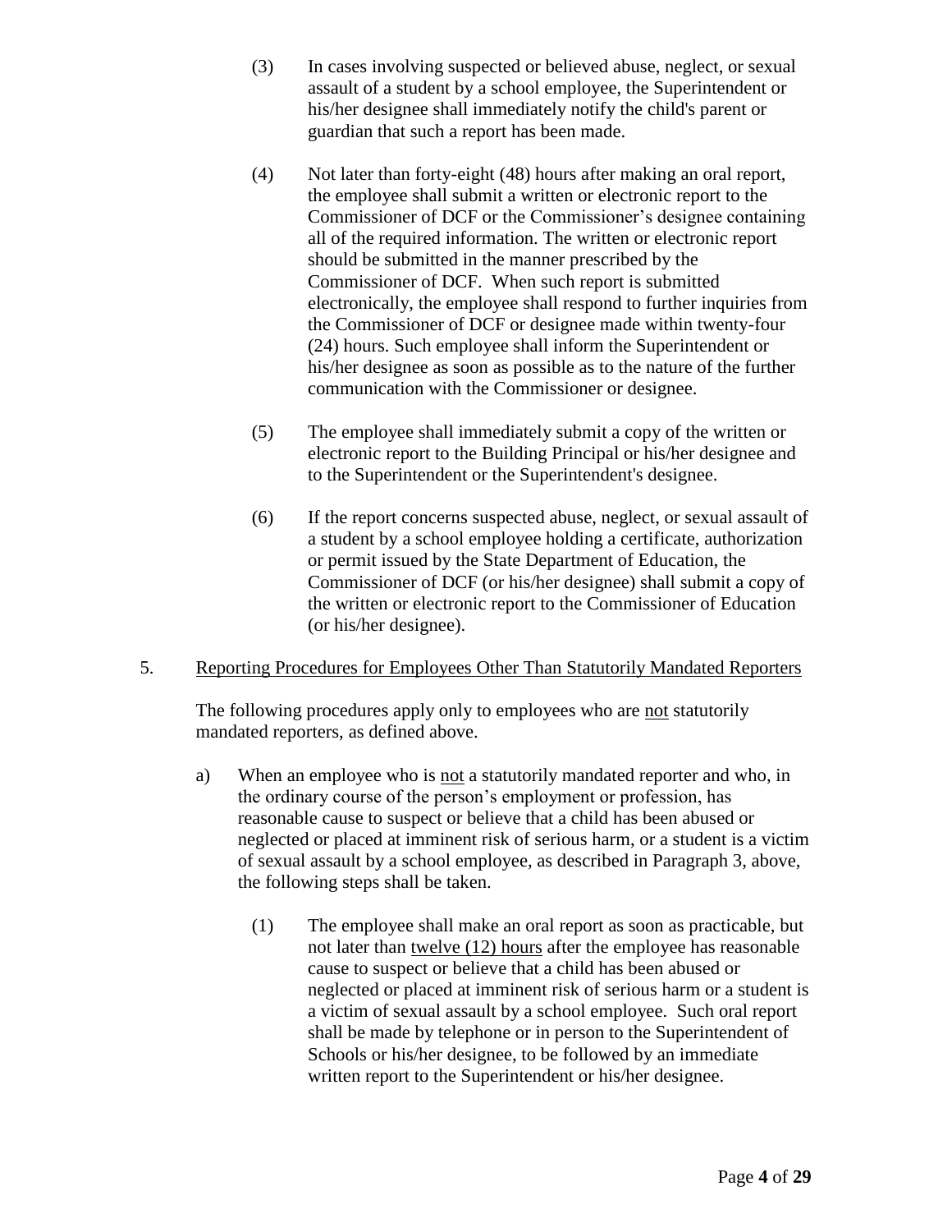(3) In cases involving suspected or believed abuse, neglect, or sexual assault of a student by a school employee, the Superintendent or his/her designee shall immediately notify the child's parent or guardian that such a report has been made.

(4) Not later than forty-eight (48) hours after making an oral report, the employee shall submit a written or electronic report to the Commissioner of DCF or the Commissioner's designee containing all of the required information. The written or electronic report should be submitted in the manner prescribed by the Commissioner of DCF. When such report is submitted electronically, the employee shall respond to further inquiries from the Commissioner of DCF or designee made within twenty-four (24) hours. Such employee shall inform the Superintendent or his/her designee as soon as possible as to the nature of the further communication with the Commissioner or designee.

(5) The employee shall immediately submit a copy of the written or electronic report to the Building Principal or his/her designee and to the Superintendent or the Superintendent's designee.

(6) If the report concerns suspected abuse, neglect, or sexual assault of a student by a school employee holding a certificate, authorization or permit issued by the State Department of Education, the Commissioner of DCF (or his/her designee) shall submit a copy of the written or electronic report to the Commissioner of Education (or his/her designee).

5. <u>Reporting Procedures for Employees Other Than Statutorily Mandated Reporters</u>

The following procedures apply only to employees who are <u>not</u> statutorily mandated reporters, as defined above.

a) When an employee who is <u>not</u> a statutorily mandated reporter and who, in the ordinary course of the person's employment or profession, has reasonable cause to suspect or believe that a child has been abused or neglected or placed at imminent risk of serious harm, or a student is a victim of sexual assault by a school employee, as described in Paragraph 3, above, the following steps shall be taken.

(1) The employee shall make an oral report as soon as practicable, but not later than <u>twelve (12) hours</u> after the employee has reasonable cause to suspect or believe that a child has been abused or neglected or placed at imminent risk of serious harm or a student is a victim of sexual assault by a school employee. Such oral report shall be made by telephone or in person to the Superintendent of Schools or his/her designee, to be followed by an immediate written report to the Superintendent or his/her designee.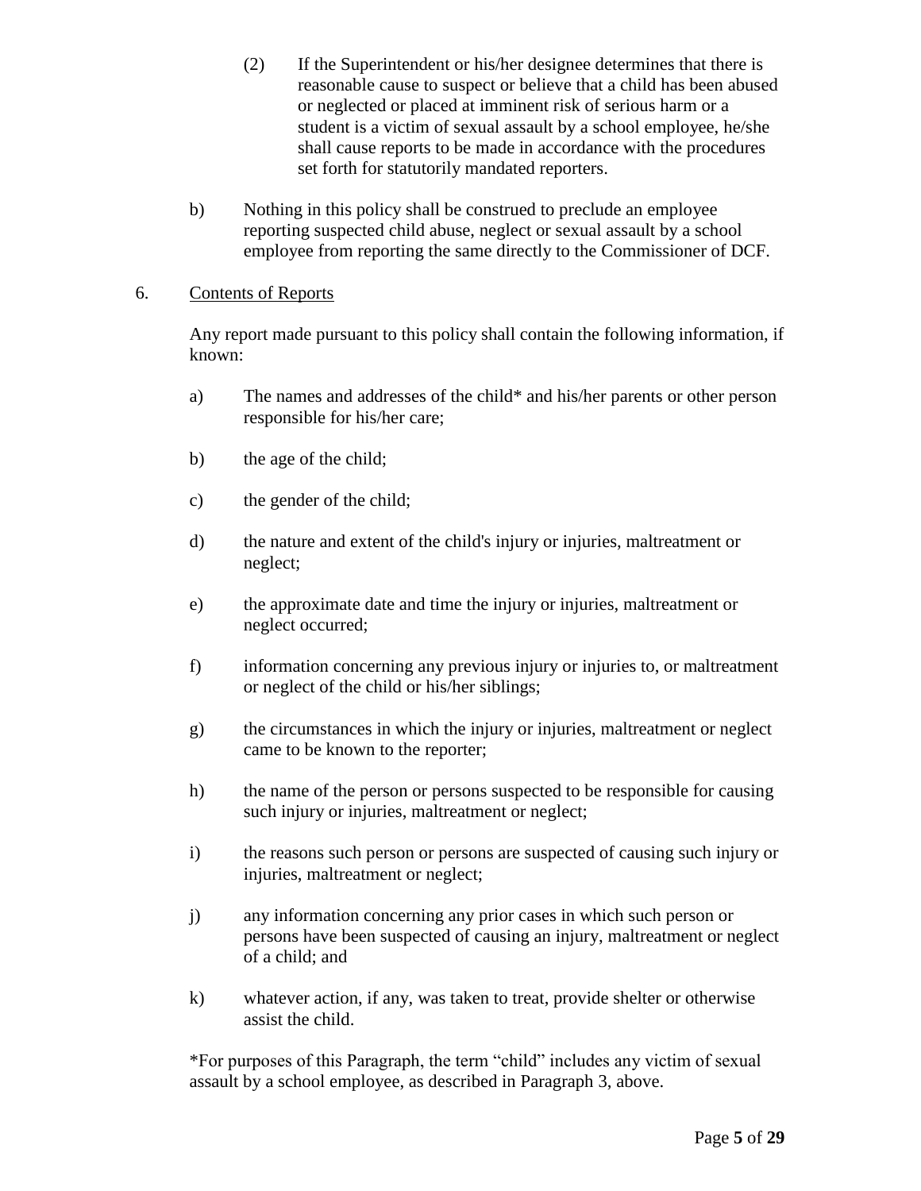(2) If the Superintendent or his/her designee determines that there is reasonable cause to suspect or believe that a child has been abused or neglected or placed at imminent risk of serious harm or a student is a victim of sexual assault by a school employee, he/she shall cause reports to be made in accordance with the procedures set forth for statutorily mandated reporters.

b) Nothing in this policy shall be construed to preclude an employee reporting suspected child abuse, neglect or sexual assault by a school employee from reporting the same directly to the Commissioner of DCF.

6. Contents of Reports

Any report made pursuant to this policy shall contain the following information, if known:

a) The names and addresses of the child* and his/her parents or other person responsible for his/her care;

b) the age of the child;

c) the gender of the child;

d) the nature and extent of the child's injury or injuries, maltreatment or neglect;

e) the approximate date and time the injury or injuries, maltreatment or neglect occurred;

f) information concerning any previous injury or injuries to, or maltreatment or neglect of the child or his/her siblings;

g) the circumstances in which the injury or injuries, maltreatment or neglect came to be known to the reporter;

h) the name of the person or persons suspected to be responsible for causing such injury or injuries, maltreatment or neglect;

i) the reasons such person or persons are suspected of causing such injury or injuries, maltreatment or neglect;

j) any information concerning any prior cases in which such person or persons have been suspected of causing an injury, maltreatment or neglect of a child; and

k) whatever action, if any, was taken to treat, provide shelter or otherwise assist the child.

*For purposes of this Paragraph, the term "child" includes any victim of sexual assault by a school employee, as described in Paragraph 3, above.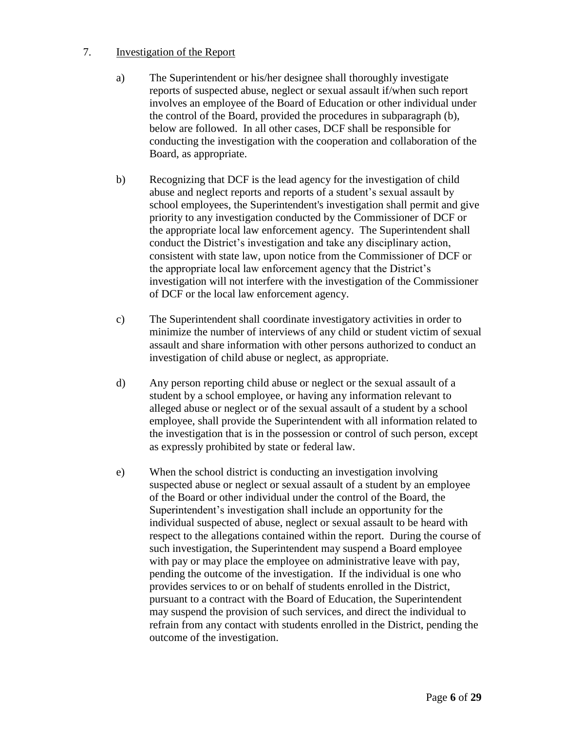7. <u>Investigation of the Report</u>

   a) The Superintendent or his/her designee shall thoroughly investigate reports of suspected abuse, neglect or sexual assault if/when such report involves an employee of the Board of Education or other individual under the control of the Board, provided the procedures in subparagraph (b), below are followed. In all other cases, DCF shall be responsible for conducting the investigation with the cooperation and collaboration of the Board, as appropriate.

   b) Recognizing that DCF is the lead agency for the investigation of child abuse and neglect reports and reports of a student's sexual assault by school employees, the Superintendent's investigation shall permit and give priority to any investigation conducted by the Commissioner of DCF or the appropriate local law enforcement agency. The Superintendent shall conduct the District's investigation and take any disciplinary action, consistent with state law, upon notice from the Commissioner of DCF or the appropriate local law enforcement agency that the District's investigation will not interfere with the investigation of the Commissioner of DCF or the local law enforcement agency.

   c) The Superintendent shall coordinate investigatory activities in order to minimize the number of interviews of any child or student victim of sexual assault and share information with other persons authorized to conduct an investigation of child abuse or neglect, as appropriate.

   d) Any person reporting child abuse or neglect or the sexual assault of a student by a school employee, or having any information relevant to alleged abuse or neglect or of the sexual assault of a student by a school employee, shall provide the Superintendent with all information related to the investigation that is in the possession or control of such person, except as expressly prohibited by state or federal law.

   e) When the school district is conducting an investigation involving suspected abuse or neglect or sexual assault of a student by an employee of the Board or other individual under the control of the Board, the Superintendent's investigation shall include an opportunity for the individual suspected of abuse, neglect or sexual assault to be heard with respect to the allegations contained within the report. During the course of such investigation, the Superintendent may suspend a Board employee with pay or may place the employee on administrative leave with pay, pending the outcome of the investigation. If the individual is one who provides services to or on behalf of students enrolled in the District, pursuant to a contract with the Board of Education, the Superintendent may suspend the provision of such services, and direct the individual to refrain from any contact with students enrolled in the District, pending the outcome of the investigation.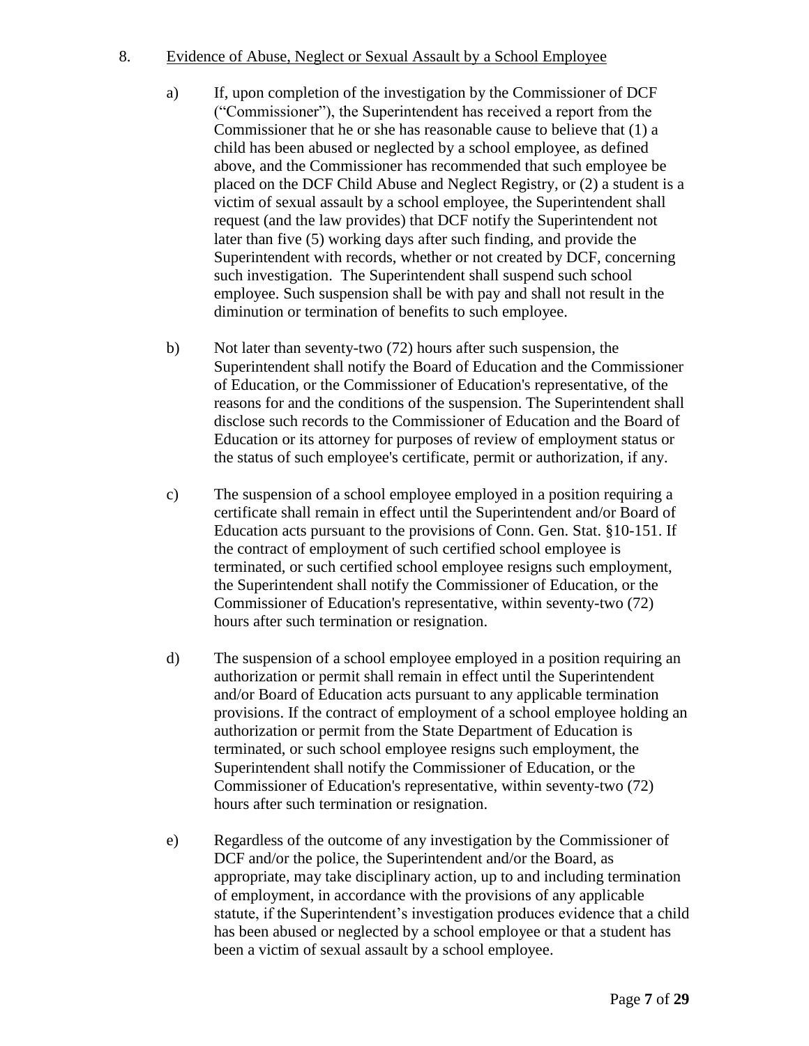8. Evidence of Abuse, Neglect or Sexual Assault by a School Employee

   a) If, upon completion of the investigation by the Commissioner of DCF ("Commissioner"), the Superintendent has received a report from the Commissioner that he or she has reasonable cause to believe that (1) a child has been abused or neglected by a school employee, as defined above, and the Commissioner has recommended that such employee be placed on the DCF Child Abuse and Neglect Registry, or (2) a student is a victim of sexual assault by a school employee, the Superintendent shall request (and the law provides) that DCF notify the Superintendent not later than five (5) working days after such finding, and provide the Superintendent with records, whether or not created by DCF, concerning such investigation. The Superintendent shall suspend such school employee. Such suspension shall be with pay and shall not result in the diminution or termination of benefits to such employee.

   b) Not later than seventy-two (72) hours after such suspension, the Superintendent shall notify the Board of Education and the Commissioner of Education, or the Commissioner of Education's representative, of the reasons for and the conditions of the suspension. The Superintendent shall disclose such records to the Commissioner of Education and the Board of Education or its attorney for purposes of review of employment status or the status of such employee's certificate, permit or authorization, if any.

   c) The suspension of a school employee employed in a position requiring a certificate shall remain in effect until the Superintendent and/or Board of Education acts pursuant to the provisions of Conn. Gen. Stat. §10-151. If the contract of employment of such certified school employee is terminated, or such certified school employee resigns such employment, the Superintendent shall notify the Commissioner of Education, or the Commissioner of Education's representative, within seventy-two (72) hours after such termination or resignation.

   d) The suspension of a school employee employed in a position requiring an authorization or permit shall remain in effect until the Superintendent and/or Board of Education acts pursuant to any applicable termination provisions. If the contract of employment of a school employee holding an authorization or permit from the State Department of Education is terminated, or such school employee resigns such employment, the Superintendent shall notify the Commissioner of Education, or the Commissioner of Education's representative, within seventy-two (72) hours after such termination or resignation.

   e) Regardless of the outcome of any investigation by the Commissioner of DCF and/or the police, the Superintendent and/or the Board, as appropriate, may take disciplinary action, up to and including termination of employment, in accordance with the provisions of any applicable statute, if the Superintendent's investigation produces evidence that a child has been abused or neglected by a school employee or that a student has been a victim of sexual assault by a school employee.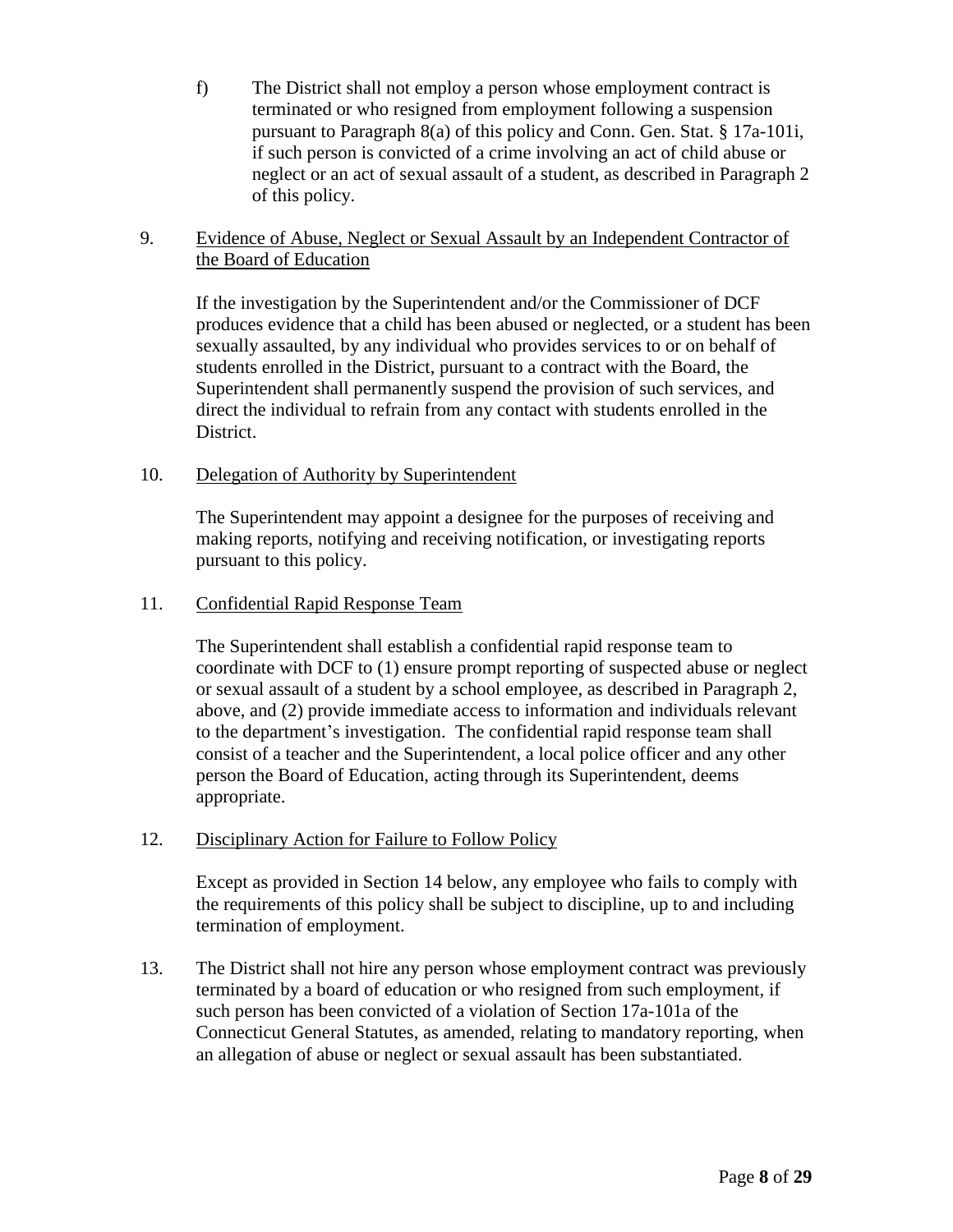f) The District shall not employ a person whose employment contract is terminated or who resigned from employment following a suspension pursuant to Paragraph 8(a) of this policy and Conn. Gen. Stat. § 17a-101i, if such person is convicted of a crime involving an act of child abuse or neglect or an act of sexual assault of a student, as described in Paragraph 2 of this policy.

9. Evidence of Abuse, Neglect or Sexual Assault by an Independent Contractor of the Board of Education

If the investigation by the Superintendent and/or the Commissioner of DCF produces evidence that a child has been abused or neglected, or a student has been sexually assaulted, by any individual who provides services to or on behalf of students enrolled in the District, pursuant to a contract with the Board, the Superintendent shall permanently suspend the provision of such services, and direct the individual to refrain from any contact with students enrolled in the District.

10. Delegation of Authority by Superintendent

The Superintendent may appoint a designee for the purposes of receiving and making reports, notifying and receiving notification, or investigating reports pursuant to this policy.

11. Confidential Rapid Response Team

The Superintendent shall establish a confidential rapid response team to coordinate with DCF to (1) ensure prompt reporting of suspected abuse or neglect or sexual assault of a student by a school employee, as described in Paragraph 2, above, and (2) provide immediate access to information and individuals relevant to the department's investigation. The confidential rapid response team shall consist of a teacher and the Superintendent, a local police officer and any other person the Board of Education, acting through its Superintendent, deems appropriate.

12. Disciplinary Action for Failure to Follow Policy

Except as provided in Section 14 below, any employee who fails to comply with the requirements of this policy shall be subject to discipline, up to and including termination of employment.

13. The District shall not hire any person whose employment contract was previously terminated by a board of education or who resigned from such employment, if such person has been convicted of a violation of Section 17a-101a of the Connecticut General Statutes, as amended, relating to mandatory reporting, when an allegation of abuse or neglect or sexual assault has been substantiated.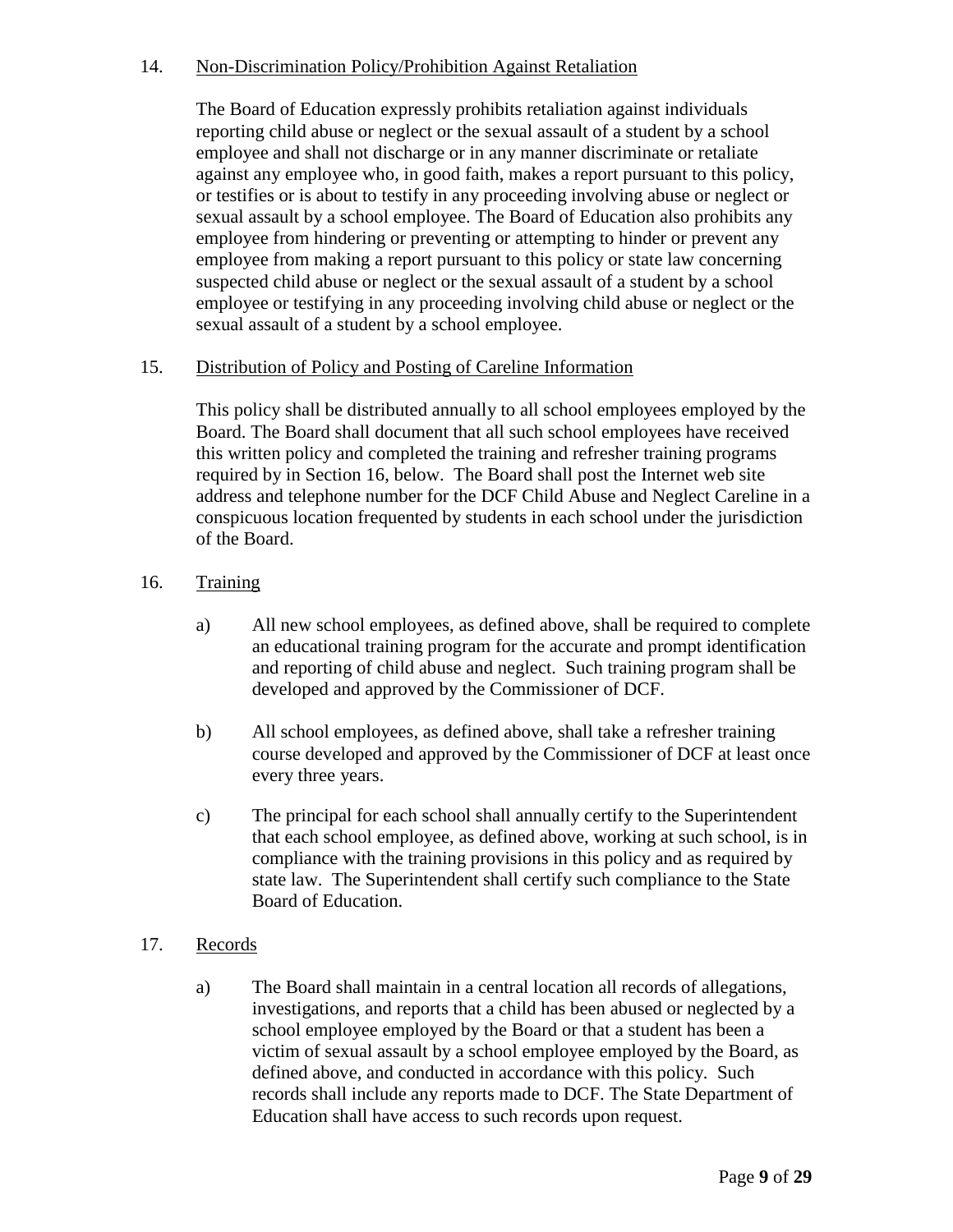14. <u>Non-Discrimination Policy/Prohibition Against Retaliation</u>

The Board of Education expressly prohibits retaliation against individuals reporting child abuse or neglect or the sexual assault of a student by a school employee and shall not discharge or in any manner discriminate or retaliate against any employee who, in good faith, makes a report pursuant to this policy, or testifies or is about to testify in any proceeding involving abuse or neglect or sexual assault by a school employee. The Board of Education also prohibits any employee from hindering or preventing or attempting to hinder or prevent any employee from making a report pursuant to this policy or state law concerning suspected child abuse or neglect or the sexual assault of a student by a school employee or testifying in any proceeding involving child abuse or neglect or the sexual assault of a student by a school employee.

15. <u>Distribution of Policy and Posting of Careline Information</u>

This policy shall be distributed annually to all school employees employed by the Board. The Board shall document that all such school employees have received this written policy and completed the training and refresher training programs required by in Section 16, below. The Board shall post the Internet web site address and telephone number for the DCF Child Abuse and Neglect Careline in a conspicuous location frequented by students in each school under the jurisdiction of the Board.

16. <u>Training</u>

a) All new school employees, as defined above, shall be required to complete an educational training program for the accurate and prompt identification and reporting of child abuse and neglect. Such training program shall be developed and approved by the Commissioner of DCF.

b) All school employees, as defined above, shall take a refresher training course developed and approved by the Commissioner of DCF at least once every three years.

c) The principal for each school shall annually certify to the Superintendent that each school employee, as defined above, working at such school, is in compliance with the training provisions in this policy and as required by state law. The Superintendent shall certify such compliance to the State Board of Education.

17. <u>Records</u>

a) The Board shall maintain in a central location all records of allegations, investigations, and reports that a child has been abused or neglected by a school employee employed by the Board or that a student has been a victim of sexual assault by a school employee employed by the Board, as defined above, and conducted in accordance with this policy. Such records shall include any reports made to DCF. The State Department of Education shall have access to such records upon request.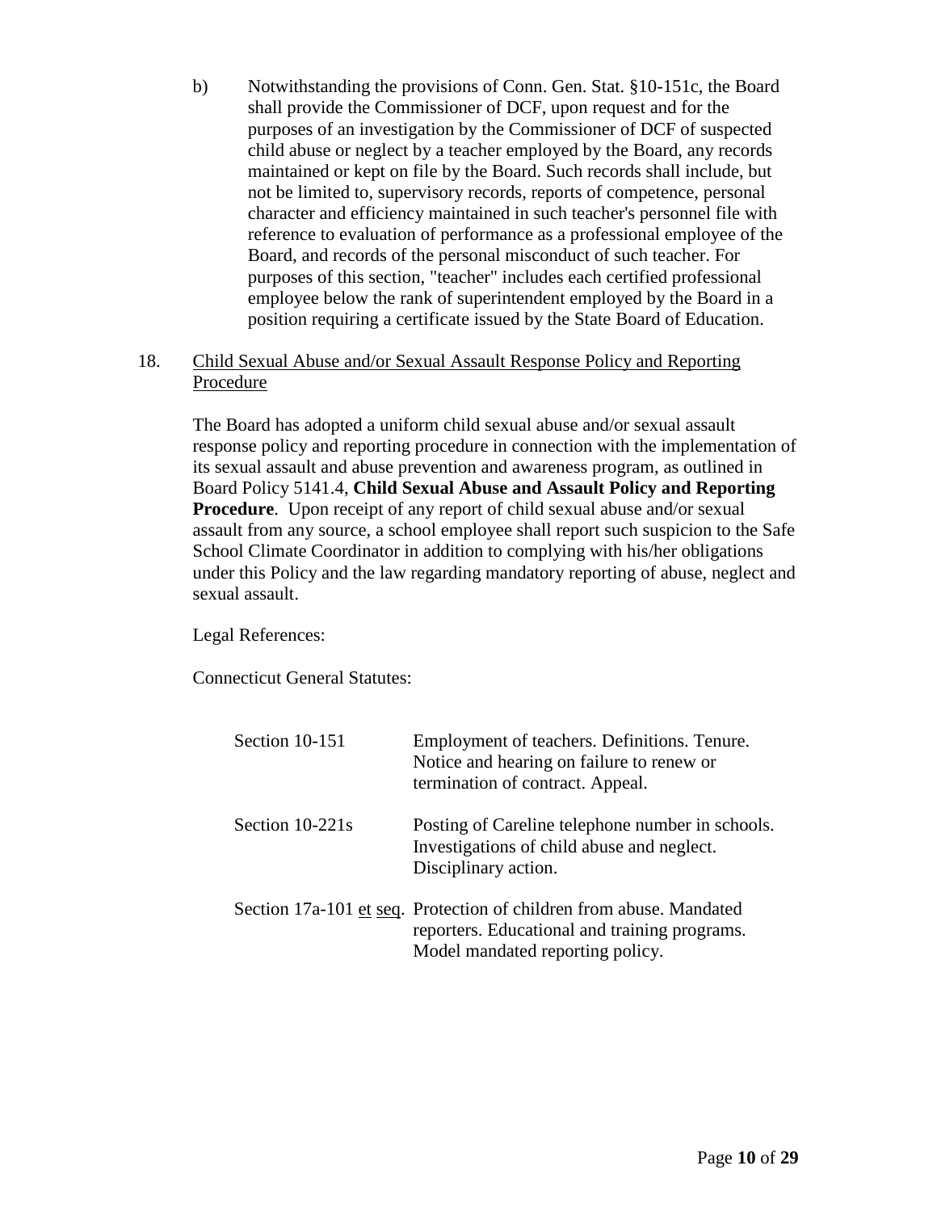b) Notwithstanding the provisions of Conn. Gen. Stat. §10-151c, the Board shall provide the Commissioner of DCF, upon request and for the purposes of an investigation by the Commissioner of DCF of suspected child abuse or neglect by a teacher employed by the Board, any records maintained or kept on file by the Board. Such records shall include, but not be limited to, supervisory records, reports of competence, personal character and efficiency maintained in such teacher's personnel file with reference to evaluation of performance as a professional employee of the Board, and records of the personal misconduct of such teacher. For purposes of this section, "teacher" includes each certified professional employee below the rank of superintendent employed by the Board in a position requiring a certificate issued by the State Board of Education.

18. Child Sexual Abuse and/or Sexual Assault Response Policy and Reporting Procedure

The Board has adopted a uniform child sexual abuse and/or sexual assault response policy and reporting procedure in connection with the implementation of its sexual assault and abuse prevention and awareness program, as outlined in Board Policy 5141.4, **Child Sexual Abuse and Assault Policy and Reporting Procedure**. Upon receipt of any report of child sexual abuse and/or sexual assault from any source, a school employee shall report such suspicion to the Safe School Climate Coordinator in addition to complying with his/her obligations under this Policy and the law regarding mandatory reporting of abuse, neglect and sexual assault.

Legal References:

Connecticut General Statutes:

| | |
|---|---|
| Section 10-151 | Employment of teachers. Definitions. Tenure. Notice and hearing on failure to renew or termination of contract. Appeal. |
| Section 10-221s | Posting of Careline telephone number in schools. Investigations of child abuse and neglect. Disciplinary action. |
| Section 17a-101 et seq. | Protection of children from abuse. Mandated reporters. Educational and training programs. Model mandated reporting policy. |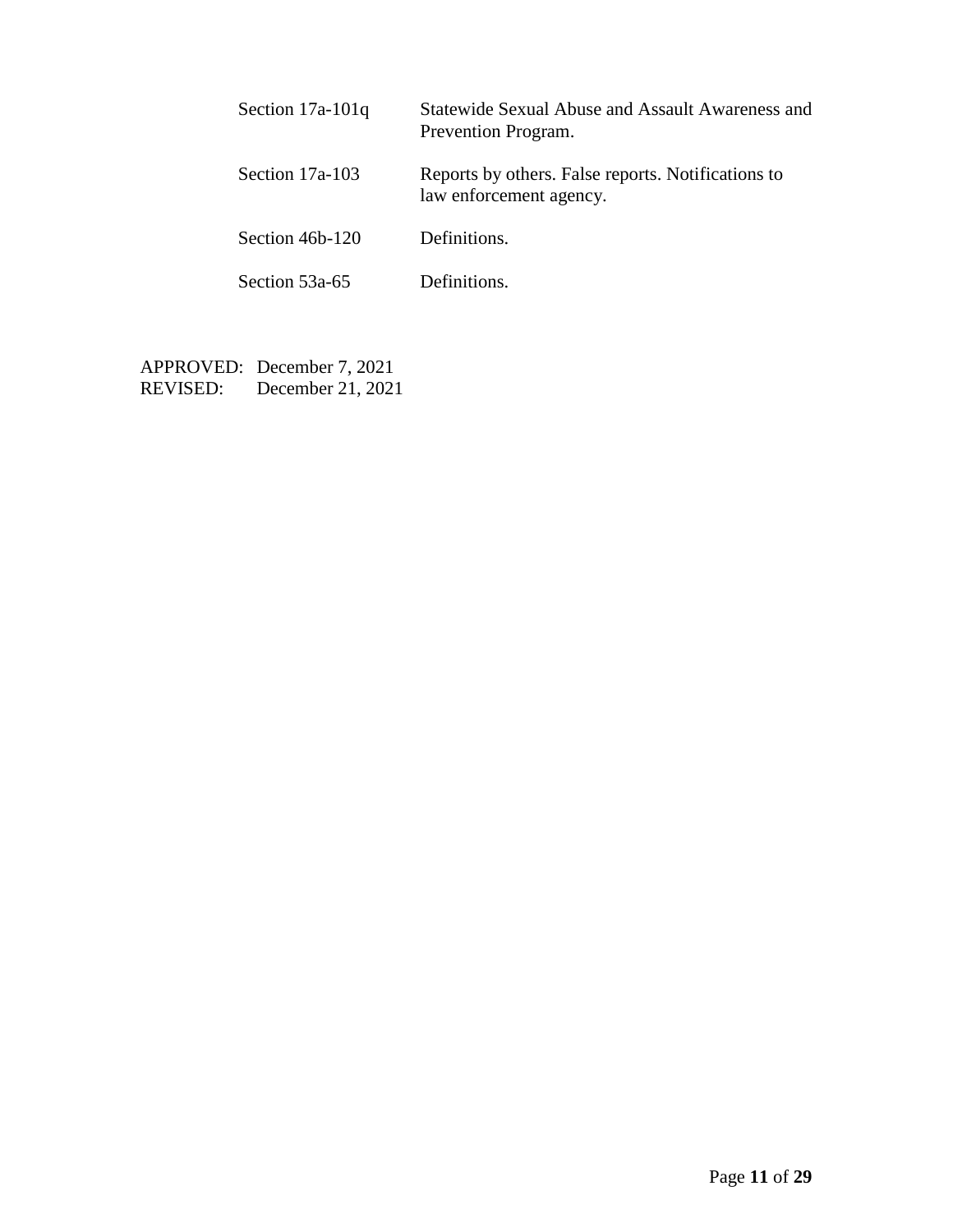| | |
|---|---|
| Section 17a-101q | Statewide Sexual Abuse and Assault Awareness and Prevention Program. |
| Section 17a-103 | Reports by others. False reports. Notifications to law enforcement agency. |
| Section 46b-120 | Definitions. |
| Section 53a-65 | Definitions. |

APPROVED: December 7, 2021
REVISED: December 21, 2021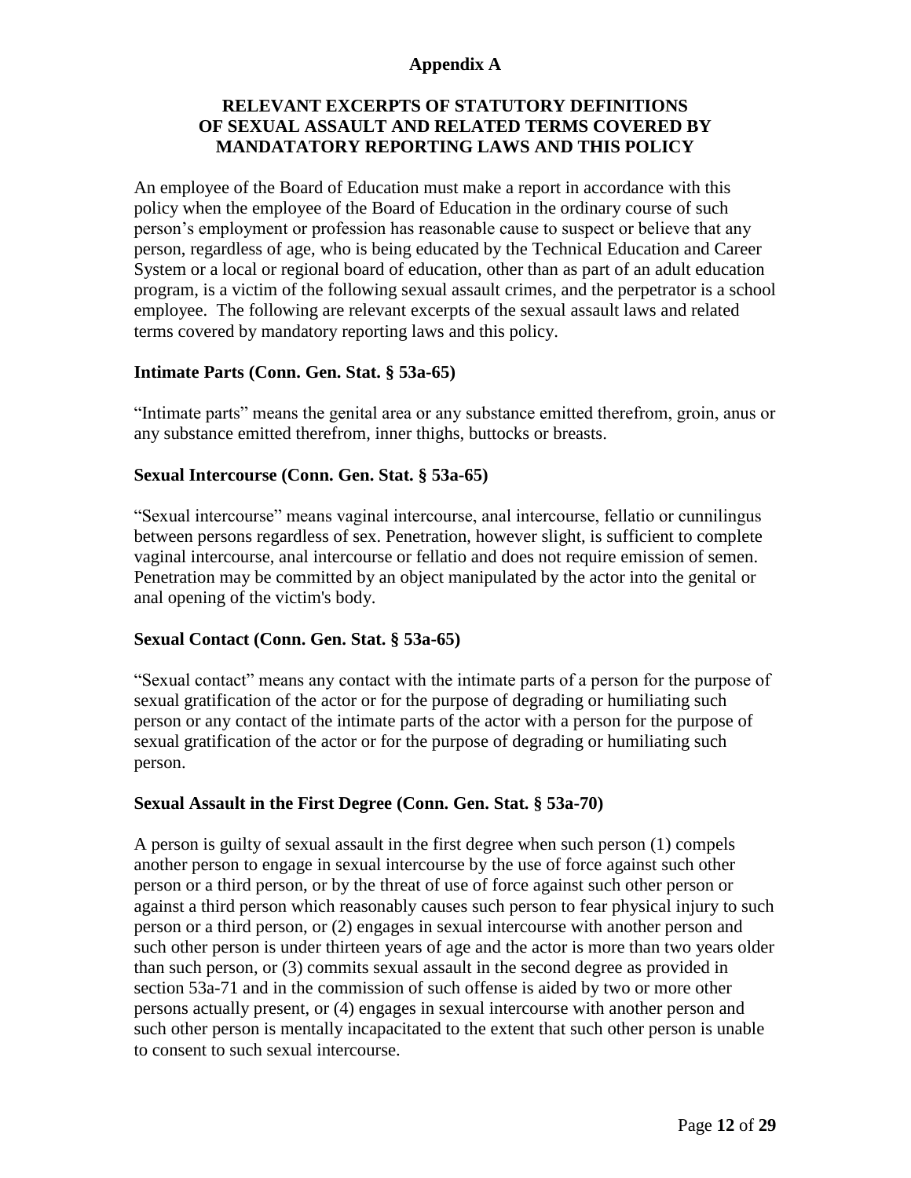## Appendix A

### RELEVANT EXCERPTS OF STATUTORY DEFINITIONS OF SEXUAL ASSAULT AND RELATED TERMS COVERED BY MANDATATORY REPORTING LAWS AND THIS POLICY

An employee of the Board of Education must make a report in accordance with this policy when the employee of the Board of Education in the ordinary course of such person's employment or profession has reasonable cause to suspect or believe that any person, regardless of age, who is being educated by the Technical Education and Career System or a local or regional board of education, other than as part of an adult education program, is a victim of the following sexual assault crimes, and the perpetrator is a school employee. The following are relevant excerpts of the sexual assault laws and related terms covered by mandatory reporting laws and this policy.

**Intimate Parts (Conn. Gen. Stat. § 53a-65)**

"Intimate parts" means the genital area or any substance emitted therefrom, groin, anus or any substance emitted therefrom, inner thighs, buttocks or breasts.

**Sexual Intercourse (Conn. Gen. Stat. § 53a-65)**

"Sexual intercourse" means vaginal intercourse, anal intercourse, fellatio or cunnilingus between persons regardless of sex. Penetration, however slight, is sufficient to complete vaginal intercourse, anal intercourse or fellatio and does not require emission of semen. Penetration may be committed by an object manipulated by the actor into the genital or anal opening of the victim's body.

**Sexual Contact (Conn. Gen. Stat. § 53a-65)**

"Sexual contact" means any contact with the intimate parts of a person for the purpose of sexual gratification of the actor or for the purpose of degrading or humiliating such person or any contact of the intimate parts of the actor with a person for the purpose of sexual gratification of the actor or for the purpose of degrading or humiliating such person.

**Sexual Assault in the First Degree (Conn. Gen. Stat. § 53a-70)**

A person is guilty of sexual assault in the first degree when such person (1) compels another person to engage in sexual intercourse by the use of force against such other person or a third person, or by the threat of use of force against such other person or against a third person which reasonably causes such person to fear physical injury to such person or a third person, or (2) engages in sexual intercourse with another person and such other person is under thirteen years of age and the actor is more than two years older than such person, or (3) commits sexual assault in the second degree as provided in section 53a-71 and in the commission of such offense is aided by two or more other persons actually present, or (4) engages in sexual intercourse with another person and such other person is mentally incapacitated to the extent that such other person is unable to consent to such sexual intercourse.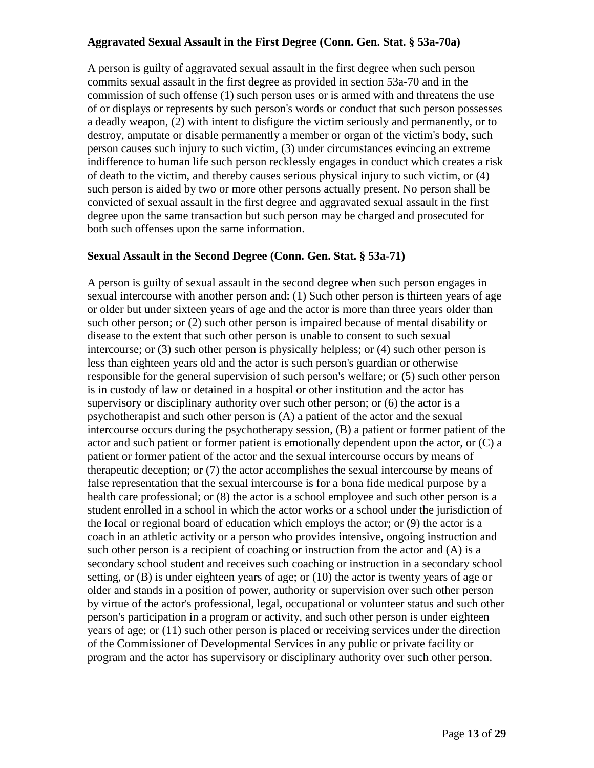**Aggravated Sexual Assault in the First Degree (Conn. Gen. Stat. § 53a-70a)**

A person is guilty of aggravated sexual assault in the first degree when such person commits sexual assault in the first degree as provided in section 53a-70 and in the commission of such offense (1) such person uses or is armed with and threatens the use of or displays or represents by such person's words or conduct that such person possesses a deadly weapon, (2) with intent to disfigure the victim seriously and permanently, or to destroy, amputate or disable permanently a member or organ of the victim's body, such person causes such injury to such victim, (3) under circumstances evincing an extreme indifference to human life such person recklessly engages in conduct which creates a risk of death to the victim, and thereby causes serious physical injury to such victim, or (4) such person is aided by two or more other persons actually present. No person shall be convicted of sexual assault in the first degree and aggravated sexual assault in the first degree upon the same transaction but such person may be charged and prosecuted for both such offenses upon the same information.

**Sexual Assault in the Second Degree (Conn. Gen. Stat. § 53a-71)**

A person is guilty of sexual assault in the second degree when such person engages in sexual intercourse with another person and: (1) Such other person is thirteen years of age or older but under sixteen years of age and the actor is more than three years older than such other person; or (2) such other person is impaired because of mental disability or disease to the extent that such other person is unable to consent to such sexual intercourse; or (3) such other person is physically helpless; or (4) such other person is less than eighteen years old and the actor is such person's guardian or otherwise responsible for the general supervision of such person's welfare; or (5) such other person is in custody of law or detained in a hospital or other institution and the actor has supervisory or disciplinary authority over such other person; or (6) the actor is a psychotherapist and such other person is (A) a patient of the actor and the sexual intercourse occurs during the psychotherapy session, (B) a patient or former patient of the actor and such patient or former patient is emotionally dependent upon the actor, or (C) a patient or former patient of the actor and the sexual intercourse occurs by means of therapeutic deception; or (7) the actor accomplishes the sexual intercourse by means of false representation that the sexual intercourse is for a bona fide medical purpose by a health care professional; or (8) the actor is a school employee and such other person is a student enrolled in a school in which the actor works or a school under the jurisdiction of the local or regional board of education which employs the actor; or (9) the actor is a coach in an athletic activity or a person who provides intensive, ongoing instruction and such other person is a recipient of coaching or instruction from the actor and (A) is a secondary school student and receives such coaching or instruction in a secondary school setting, or (B) is under eighteen years of age; or (10) the actor is twenty years of age or older and stands in a position of power, authority or supervision over such other person by virtue of the actor's professional, legal, occupational or volunteer status and such other person's participation in a program or activity, and such other person is under eighteen years of age; or (11) such other person is placed or receiving services under the direction of the Commissioner of Developmental Services in any public or private facility or program and the actor has supervisory or disciplinary authority over such other person.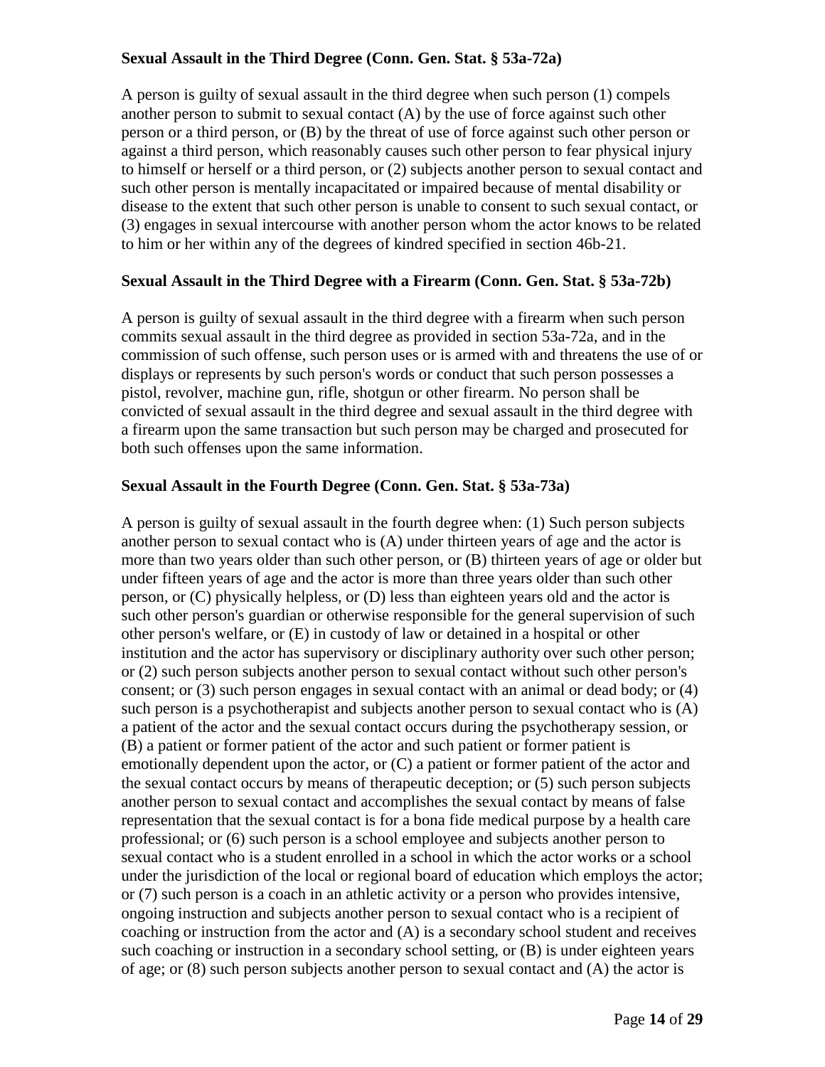**Sexual Assault in the Third Degree (Conn. Gen. Stat. § 53a-72a)**

A person is guilty of sexual assault in the third degree when such person (1) compels another person to submit to sexual contact (A) by the use of force against such other person or a third person, or (B) by the threat of use of force against such other person or against a third person, which reasonably causes such other person to fear physical injury to himself or herself or a third person, or (2) subjects another person to sexual contact and such other person is mentally incapacitated or impaired because of mental disability or disease to the extent that such other person is unable to consent to such sexual contact, or (3) engages in sexual intercourse with another person whom the actor knows to be related to him or her within any of the degrees of kindred specified in section 46b-21.

**Sexual Assault in the Third Degree with a Firearm (Conn. Gen. Stat. § 53a-72b)**

A person is guilty of sexual assault in the third degree with a firearm when such person commits sexual assault in the third degree as provided in section 53a-72a, and in the commission of such offense, such person uses or is armed with and threatens the use of or displays or represents by such person's words or conduct that such person possesses a pistol, revolver, machine gun, rifle, shotgun or other firearm. No person shall be convicted of sexual assault in the third degree and sexual assault in the third degree with a firearm upon the same transaction but such person may be charged and prosecuted for both such offenses upon the same information.

**Sexual Assault in the Fourth Degree (Conn. Gen. Stat. § 53a-73a)**

A person is guilty of sexual assault in the fourth degree when: (1) Such person subjects another person to sexual contact who is (A) under thirteen years of age and the actor is more than two years older than such other person, or (B) thirteen years of age or older but under fifteen years of age and the actor is more than three years older than such other person, or (C) physically helpless, or (D) less than eighteen years old and the actor is such other person's guardian or otherwise responsible for the general supervision of such other person's welfare, or (E) in custody of law or detained in a hospital or other institution and the actor has supervisory or disciplinary authority over such other person; or (2) such person subjects another person to sexual contact without such other person's consent; or (3) such person engages in sexual contact with an animal or dead body; or (4) such person is a psychotherapist and subjects another person to sexual contact who is (A) a patient of the actor and the sexual contact occurs during the psychotherapy session, or (B) a patient or former patient of the actor and such patient or former patient is emotionally dependent upon the actor, or (C) a patient or former patient of the actor and the sexual contact occurs by means of therapeutic deception; or (5) such person subjects another person to sexual contact and accomplishes the sexual contact by means of false representation that the sexual contact is for a bona fide medical purpose by a health care professional; or (6) such person is a school employee and subjects another person to sexual contact who is a student enrolled in a school in which the actor works or a school under the jurisdiction of the local or regional board of education which employs the actor; or (7) such person is a coach in an athletic activity or a person who provides intensive, ongoing instruction and subjects another person to sexual contact who is a recipient of coaching or instruction from the actor and (A) is a secondary school student and receives such coaching or instruction in a secondary school setting, or (B) is under eighteen years of age; or (8) such person subjects another person to sexual contact and (A) the actor is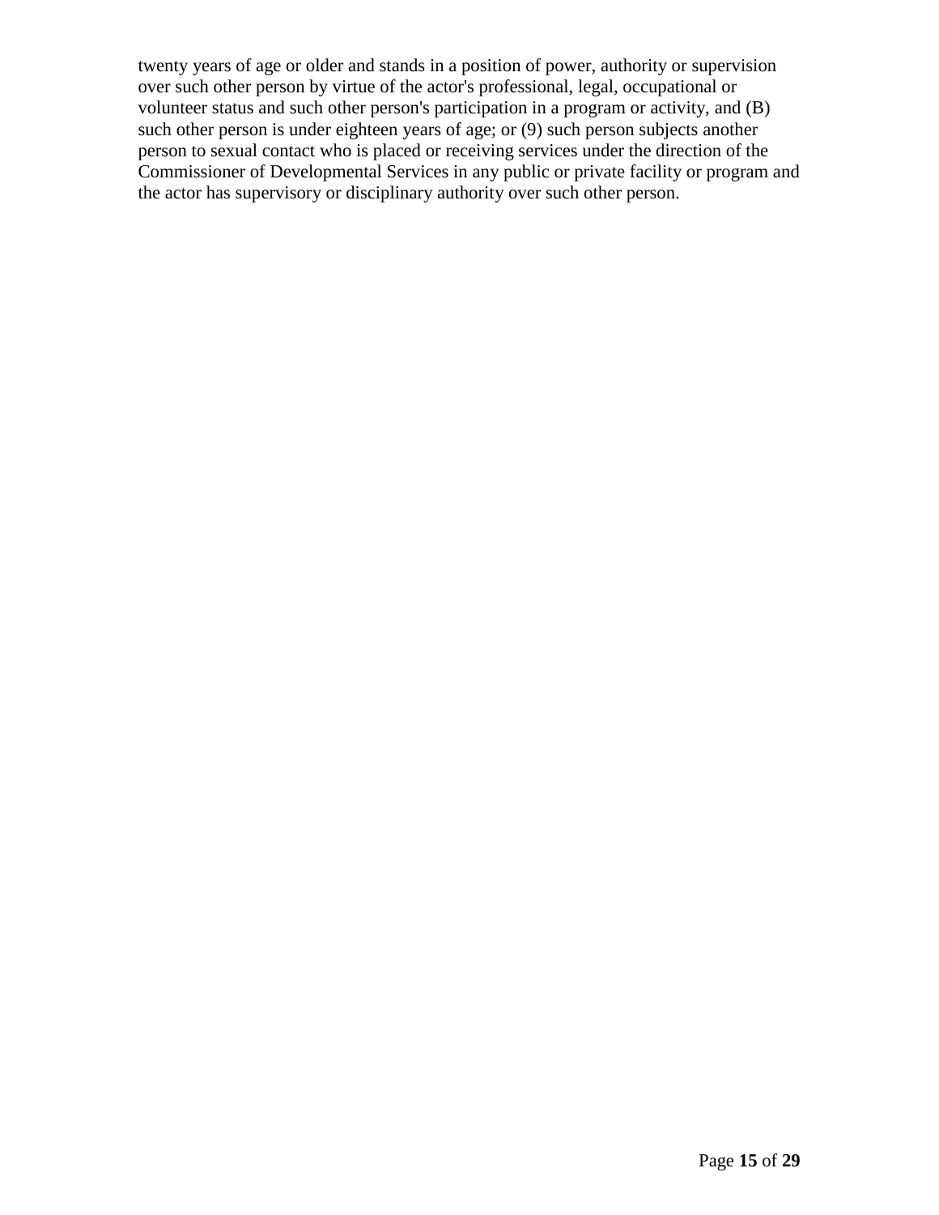twenty years of age or older and stands in a position of power, authority or supervision over such other person by virtue of the actor's professional, legal, occupational or volunteer status and such other person's participation in a program or activity, and (B) such other person is under eighteen years of age; or (9) such person subjects another person to sexual contact who is placed or receiving services under the direction of the Commissioner of Developmental Services in any public or private facility or program and the actor has supervisory or disciplinary authority over such other person.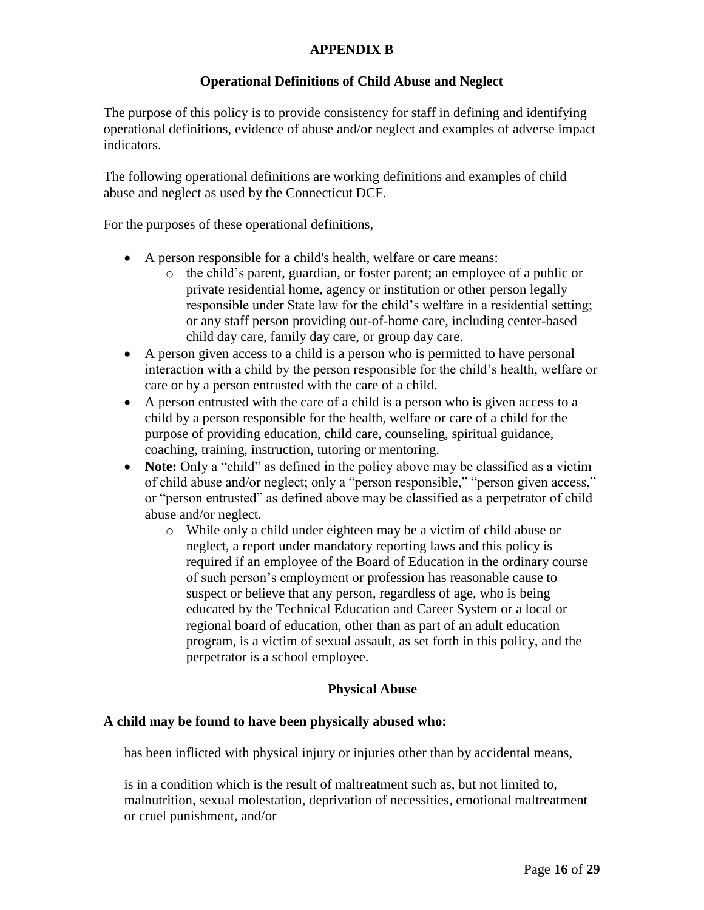## APPENDIX B

### Operational Definitions of Child Abuse and Neglect

The purpose of this policy is to provide consistency for staff in defining and identifying operational definitions, evidence of abuse and/or neglect and examples of adverse impact indicators.

The following operational definitions are working definitions and examples of child abuse and neglect as used by the Connecticut DCF.

For the purposes of these operational definitions,

- A person responsible for a child's health, welfare or care means:
  - the child's parent, guardian, or foster parent; an employee of a public or private residential home, agency or institution or other person legally responsible under State law for the child's welfare in a residential setting; or any staff person providing out-of-home care, including center-based child day care, family day care, or group day care.
- A person given access to a child is a person who is permitted to have personal interaction with a child by the person responsible for the child's health, welfare or care or by a person entrusted with the care of a child.
- A person entrusted with the care of a child is a person who is given access to a child by a person responsible for the health, welfare or care of a child for the purpose of providing education, child care, counseling, spiritual guidance, coaching, training, instruction, tutoring or mentoring.
- **Note:** Only a "child" as defined in the policy above may be classified as a victim of child abuse and/or neglect; only a "person responsible," "person given access," or "person entrusted" as defined above may be classified as a perpetrator of child abuse and/or neglect.
  - While only a child under eighteen may be a victim of child abuse or neglect, a report under mandatory reporting laws and this policy is required if an employee of the Board of Education in the ordinary course of such person's employment or profession has reasonable cause to suspect or believe that any person, regardless of age, who is being educated by the Technical Education and Career System or a local or regional board of education, other than as part of an adult education program, is a victim of sexual assault, as set forth in this policy, and the perpetrator is a school employee.

### Physical Abuse

**A child may be found to have been physically abused who:**

has been inflicted with physical injury or injuries other than by accidental means,

is in a condition which is the result of maltreatment such as, but not limited to, malnutrition, sexual molestation, deprivation of necessities, emotional maltreatment or cruel punishment, and/or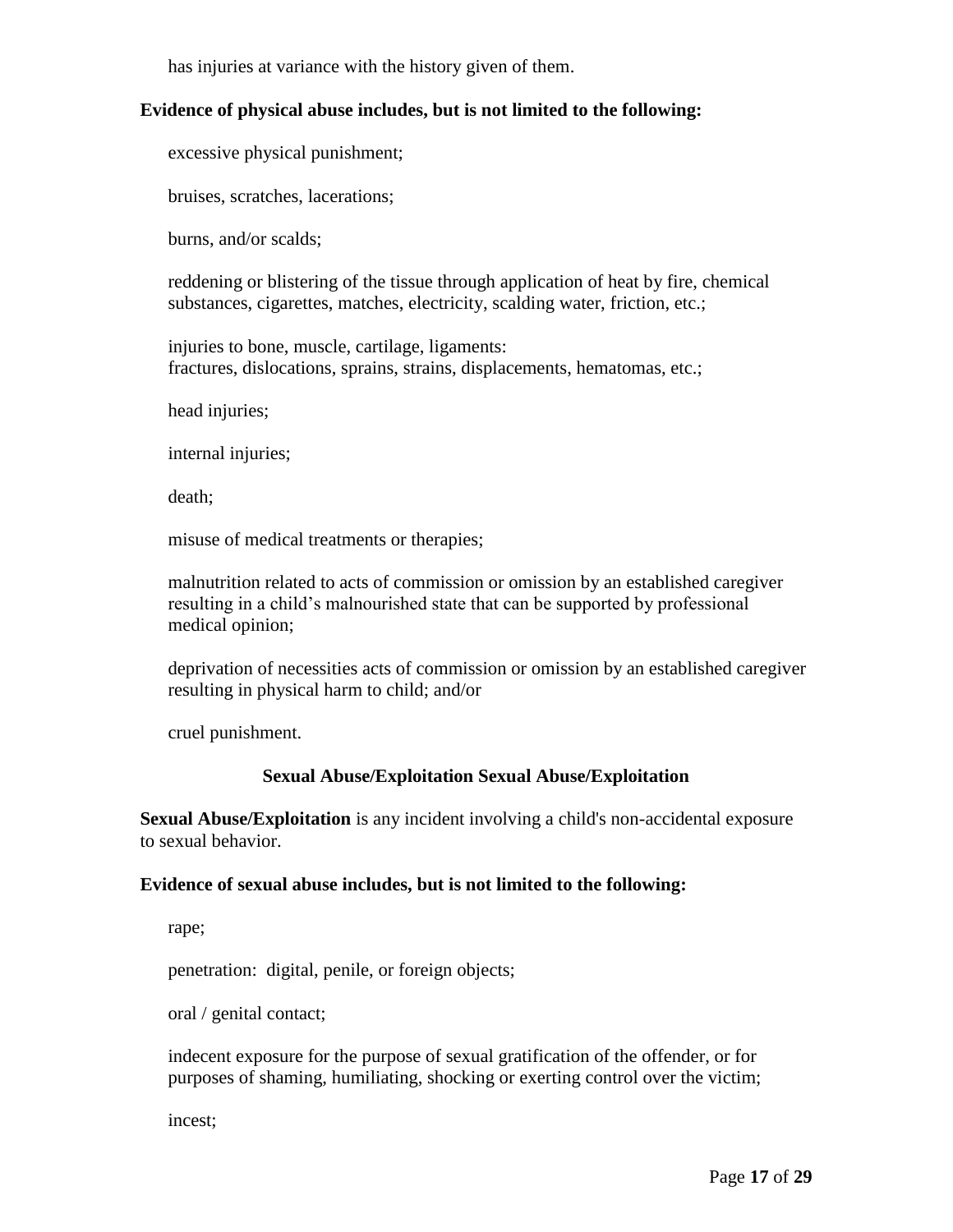has injuries at variance with the history given of them.

**Evidence of physical abuse includes, but is not limited to the following:**

excessive physical punishment;

bruises, scratches, lacerations;

burns, and/or scalds;

reddening or blistering of the tissue through application of heat by fire, chemical substances, cigarettes, matches, electricity, scalding water, friction, etc.;

injuries to bone, muscle, cartilage, ligaments:
fractures, dislocations, sprains, strains, displacements, hematomas, etc.;

head injuries;

internal injuries;

death;

misuse of medical treatments or therapies;

malnutrition related to acts of commission or omission by an established caregiver resulting in a child's malnourished state that can be supported by professional medical opinion;

deprivation of necessities acts of commission or omission by an established caregiver resulting in physical harm to child; and/or

cruel punishment.

### Sexual Abuse/Exploitation Sexual Abuse/Exploitation

**Sexual Abuse/Exploitation** is any incident involving a child's non-accidental exposure to sexual behavior.

**Evidence of sexual abuse includes, but is not limited to the following:**

rape;

penetration: digital, penile, or foreign objects;

oral / genital contact;

indecent exposure for the purpose of sexual gratification of the offender, or for purposes of shaming, humiliating, shocking or exerting control over the victim;

incest;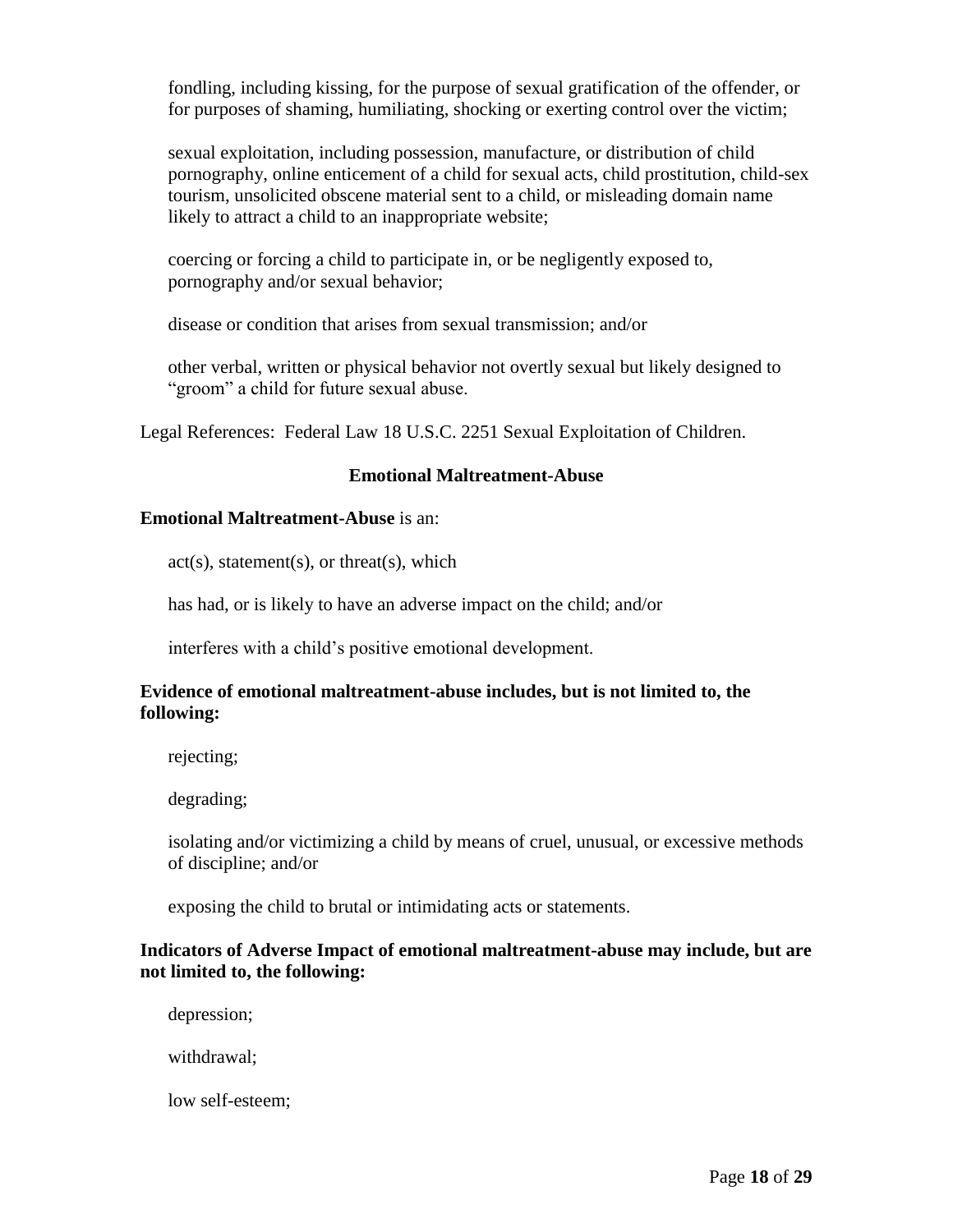fondling, including kissing, for the purpose of sexual gratification of the offender, or for purposes of shaming, humiliating, shocking or exerting control over the victim;

sexual exploitation, including possession, manufacture, or distribution of child pornography, online enticement of a child for sexual acts, child prostitution, child-sex tourism, unsolicited obscene material sent to a child, or misleading domain name likely to attract a child to an inappropriate website;

coercing or forcing a child to participate in, or be negligently exposed to, pornography and/or sexual behavior;

disease or condition that arises from sexual transmission; and/or

other verbal, written or physical behavior not overtly sexual but likely designed to "groom" a child for future sexual abuse.

Legal References: Federal Law 18 U.S.C. 2251 Sexual Exploitation of Children.

## Emotional Maltreatment-Abuse

**Emotional Maltreatment-Abuse** is an:

act(s), statement(s), or threat(s), which

has had, or is likely to have an adverse impact on the child; and/or

interferes with a child's positive emotional development.

**Evidence of emotional maltreatment-abuse includes, but is not limited to, the following:**

rejecting;

degrading;

isolating and/or victimizing a child by means of cruel, unusual, or excessive methods of discipline; and/or

exposing the child to brutal or intimidating acts or statements.

**Indicators of Adverse Impact of emotional maltreatment-abuse may include, but are not limited to, the following:**

depression;

withdrawal;

low self-esteem;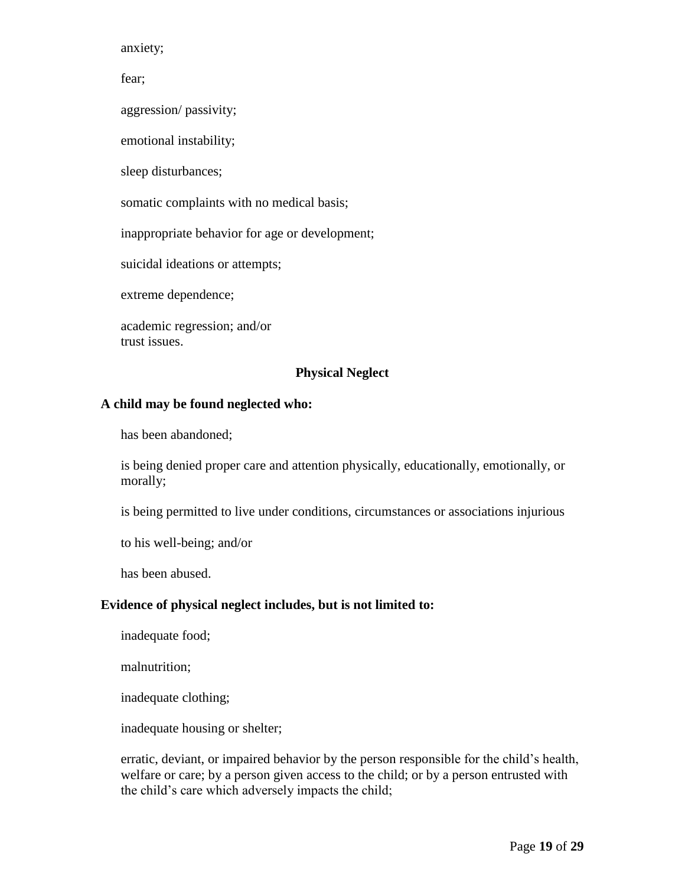anxiety;

fear;

aggression/ passivity;

emotional instability;

sleep disturbances;

somatic complaints with no medical basis;

inappropriate behavior for age or development;

suicidal ideations or attempts;

extreme dependence;

academic regression; and/or
trust issues.

### Physical Neglect

**A child may be found neglected who:**

has been abandoned;

is being denied proper care and attention physically, educationally, emotionally, or morally;

is being permitted to live under conditions, circumstances or associations injurious

to his well-being; and/or

has been abused.

**Evidence of physical neglect includes, but is not limited to:**

inadequate food;

malnutrition;

inadequate clothing;

inadequate housing or shelter;

erratic, deviant, or impaired behavior by the person responsible for the child's health, welfare or care; by a person given access to the child; or by a person entrusted with the child's care which adversely impacts the child;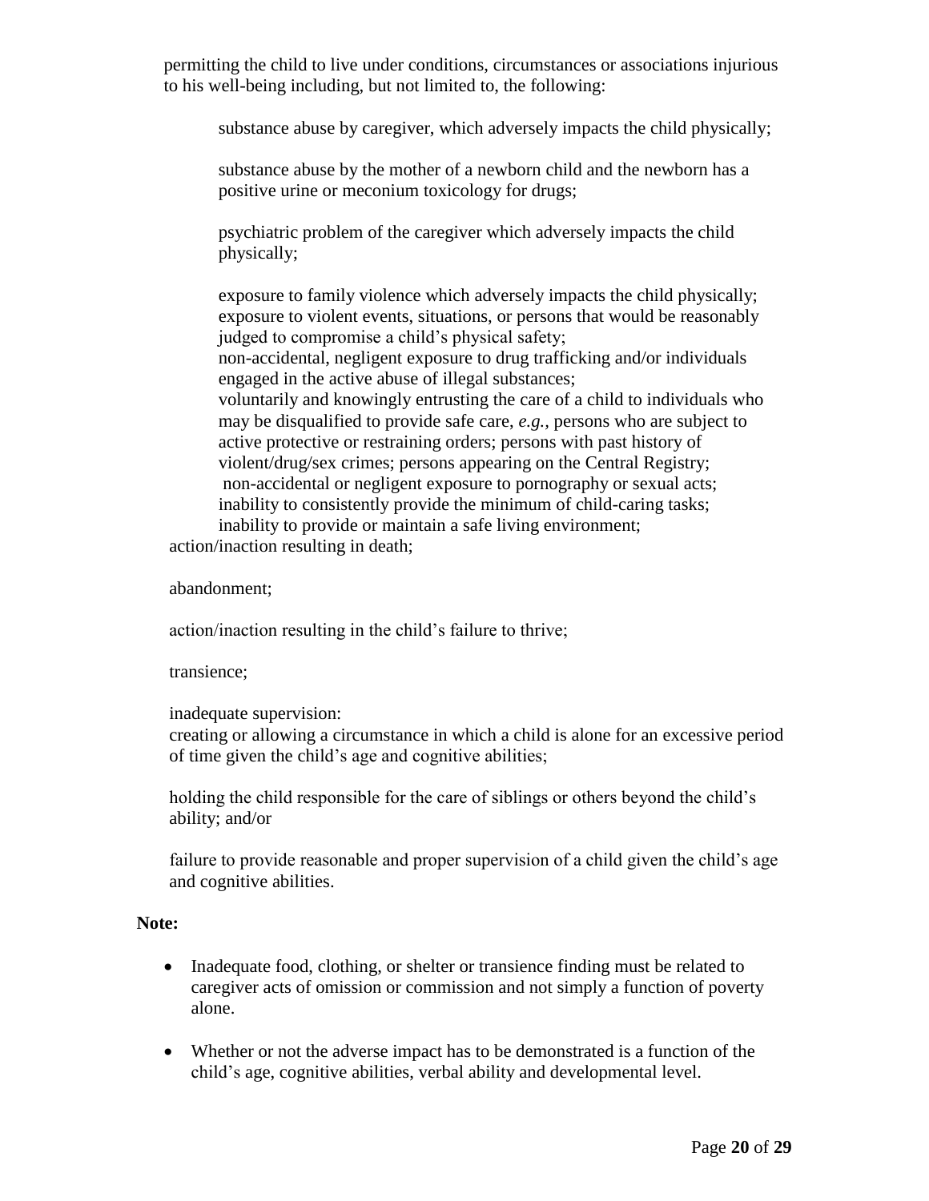permitting the child to live under conditions, circumstances or associations injurious to his well-being including, but not limited to, the following:

substance abuse by caregiver, which adversely impacts the child physically;

substance abuse by the mother of a newborn child and the newborn has a positive urine or meconium toxicology for drugs;

psychiatric problem of the caregiver which adversely impacts the child physically;

exposure to family violence which adversely impacts the child physically;
exposure to violent events, situations, or persons that would be reasonably judged to compromise a child's physical safety;
non-accidental, negligent exposure to drug trafficking and/or individuals engaged in the active abuse of illegal substances;
voluntarily and knowingly entrusting the care of a child to individuals who may be disqualified to provide safe care, *e.g.*, persons who are subject to active protective or restraining orders; persons with past history of violent/drug/sex crimes; persons appearing on the Central Registry;
non-accidental or negligent exposure to pornography or sexual acts;
inability to consistently provide the minimum of child-caring tasks;
inability to provide or maintain a safe living environment;

action/inaction resulting in death;

abandonment;

action/inaction resulting in the child's failure to thrive;

transience;

inadequate supervision:
creating or allowing a circumstance in which a child is alone for an excessive period of time given the child's age and cognitive abilities;

holding the child responsible for the care of siblings or others beyond the child's ability; and/or

failure to provide reasonable and proper supervision of a child given the child's age and cognitive abilities.

**Note:**

- Inadequate food, clothing, or shelter or transience finding must be related to caregiver acts of omission or commission and not simply a function of poverty alone.
- Whether or not the adverse impact has to be demonstrated is a function of the child's age, cognitive abilities, verbal ability and developmental level.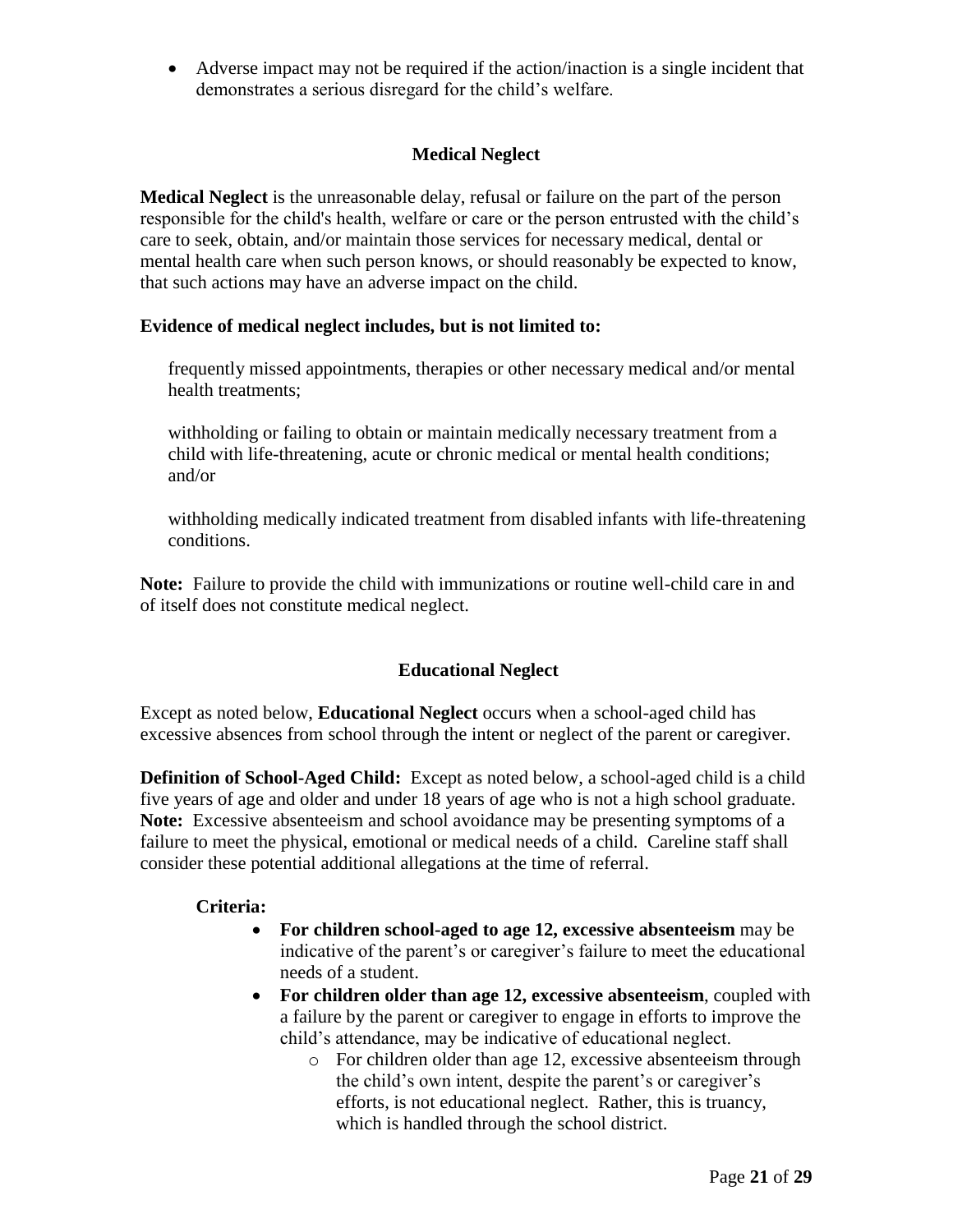- Adverse impact may not be required if the action/inaction is a single incident that demonstrates a serious disregard for the child's welfare.

### Medical Neglect

**Medical Neglect** is the unreasonable delay, refusal or failure on the part of the person responsible for the child's health, welfare or care or the person entrusted with the child's care to seek, obtain, and/or maintain those services for necessary medical, dental or mental health care when such person knows, or should reasonably be expected to know, that such actions may have an adverse impact on the child.

**Evidence of medical neglect includes, but is not limited to:**

frequently missed appointments, therapies or other necessary medical and/or mental health treatments;

withholding or failing to obtain or maintain medically necessary treatment from a child with life-threatening, acute or chronic medical or mental health conditions; and/or

withholding medically indicated treatment from disabled infants with life-threatening conditions.

**Note:** Failure to provide the child with immunizations or routine well-child care in and of itself does not constitute medical neglect.

### Educational Neglect

Except as noted below, **Educational Neglect** occurs when a school-aged child has excessive absences from school through the intent or neglect of the parent or caregiver.

**Definition of School-Aged Child:** Except as noted below, a school-aged child is a child five years of age and older and under 18 years of age who is not a high school graduate. **Note:** Excessive absenteeism and school avoidance may be presenting symptoms of a failure to meet the physical, emotional or medical needs of a child. Careline staff shall consider these potential additional allegations at the time of referral.

**Criteria:**

- **For children school-aged to age 12, excessive absenteeism** may be indicative of the parent's or caregiver's failure to meet the educational needs of a student.
- **For children older than age 12, excessive absenteeism**, coupled with a failure by the parent or caregiver to engage in efforts to improve the child's attendance, may be indicative of educational neglect.
  - For children older than age 12, excessive absenteeism through the child's own intent, despite the parent's or caregiver's efforts, is not educational neglect. Rather, this is truancy, which is handled through the school district.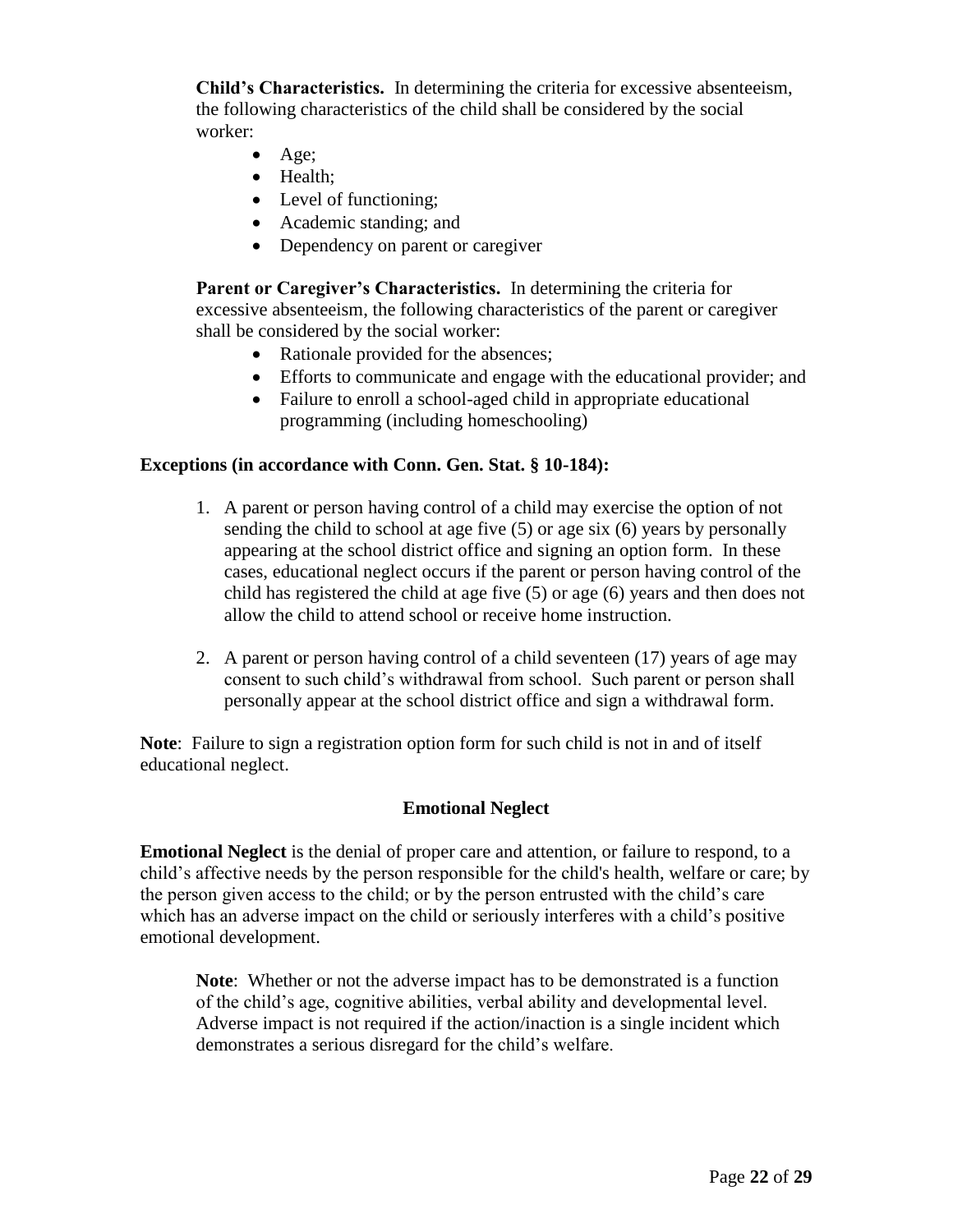**Child's Characteristics.** In determining the criteria for excessive absenteeism, the following characteristics of the child shall be considered by the social worker:

- Age;
- Health;
- Level of functioning;
- Academic standing; and
- Dependency on parent or caregiver

**Parent or Caregiver's Characteristics.** In determining the criteria for excessive absenteeism, the following characteristics of the parent or caregiver shall be considered by the social worker:

- Rationale provided for the absences;
- Efforts to communicate and engage with the educational provider; and
- Failure to enroll a school-aged child in appropriate educational programming (including homeschooling)

**Exceptions (in accordance with Conn. Gen. Stat. § 10-184):**

1. A parent or person having control of a child may exercise the option of not sending the child to school at age five (5) or age six (6) years by personally appearing at the school district office and signing an option form. In these cases, educational neglect occurs if the parent or person having control of the child has registered the child at age five (5) or age (6) years and then does not allow the child to attend school or receive home instruction.

2. A parent or person having control of a child seventeen (17) years of age may consent to such child's withdrawal from school. Such parent or person shall personally appear at the school district office and sign a withdrawal form.

**Note**: Failure to sign a registration option form for such child is not in and of itself educational neglect.

## Emotional Neglect

**Emotional Neglect** is the denial of proper care and attention, or failure to respond, to a child's affective needs by the person responsible for the child's health, welfare or care; by the person given access to the child; or by the person entrusted with the child's care which has an adverse impact on the child or seriously interferes with a child's positive emotional development.

**Note**: Whether or not the adverse impact has to be demonstrated is a function of the child's age, cognitive abilities, verbal ability and developmental level. Adverse impact is not required if the action/inaction is a single incident which demonstrates a serious disregard for the child's welfare.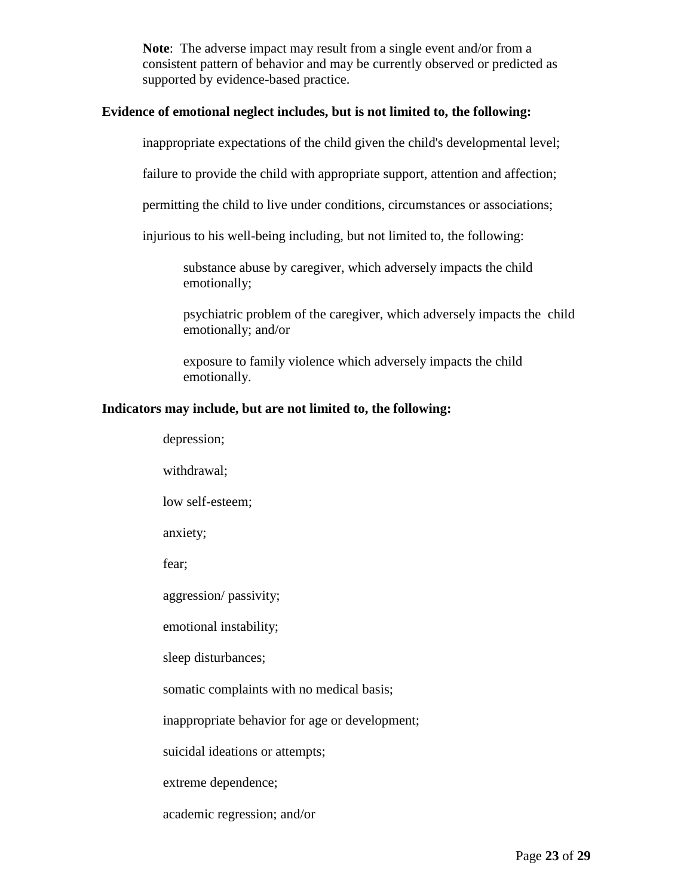**Note**: The adverse impact may result from a single event and/or from a consistent pattern of behavior and may be currently observed or predicted as supported by evidence-based practice.

**Evidence of emotional neglect includes, but is not limited to, the following:**

inappropriate expectations of the child given the child's developmental level;

failure to provide the child with appropriate support, attention and affection;

permitting the child to live under conditions, circumstances or associations;

injurious to his well-being including, but not limited to, the following:

substance abuse by caregiver, which adversely impacts the child emotionally;

psychiatric problem of the caregiver, which adversely impacts the child emotionally; and/or

exposure to family violence which adversely impacts the child emotionally.

**Indicators may include, but are not limited to, the following:**

depression;

withdrawal;

low self-esteem;

anxiety;

fear;

aggression/ passivity;

emotional instability;

sleep disturbances;

somatic complaints with no medical basis;

inappropriate behavior for age or development;

suicidal ideations or attempts;

extreme dependence;

academic regression; and/or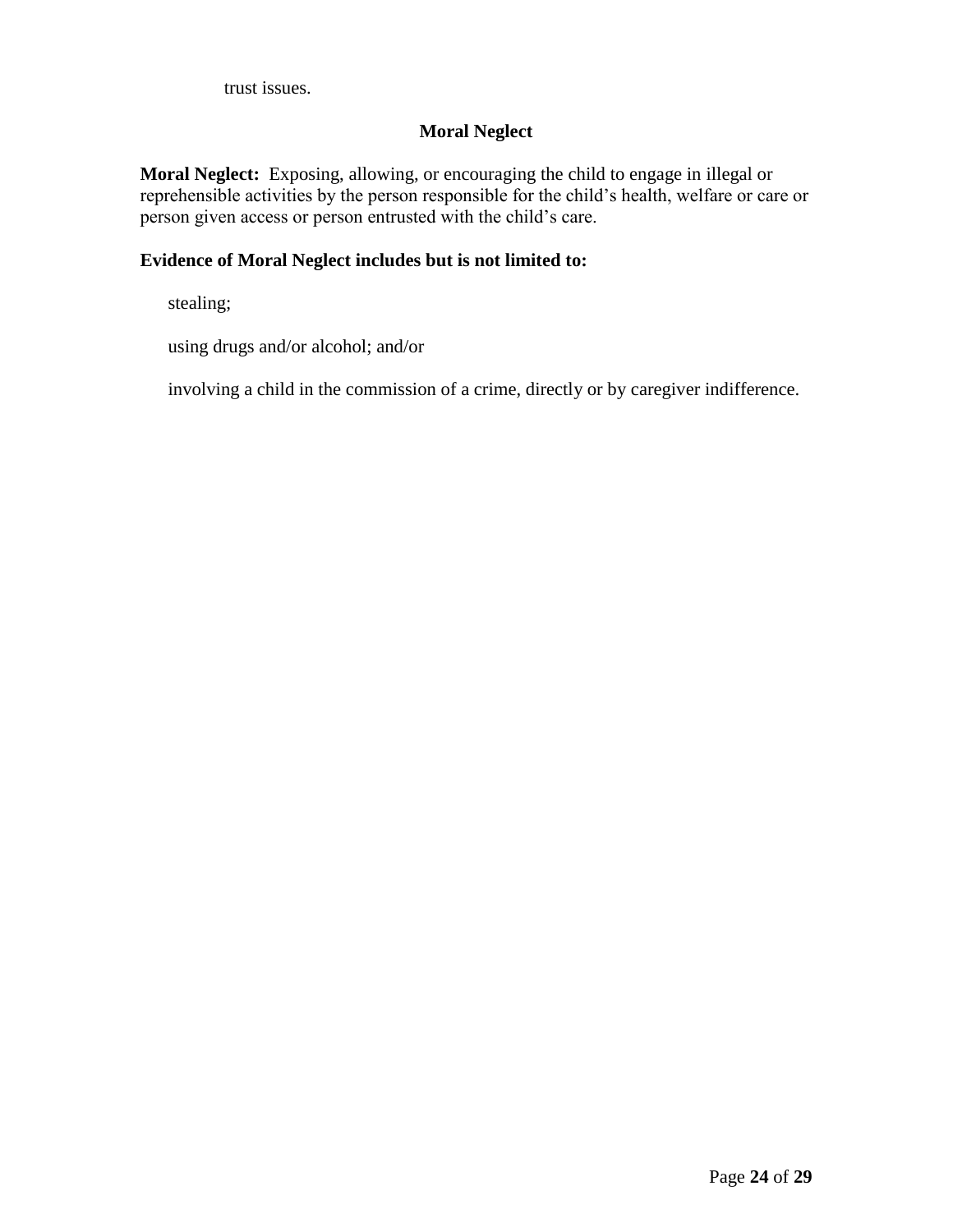trust issues.

## Moral Neglect

**Moral Neglect:** Exposing, allowing, or encouraging the child to engage in illegal or reprehensible activities by the person responsible for the child's health, welfare or care or person given access or person entrusted with the child's care.

**Evidence of Moral Neglect includes but is not limited to:**

- stealing;
- using drugs and/or alcohol; and/or
- involving a child in the commission of a crime, directly or by caregiver indifference.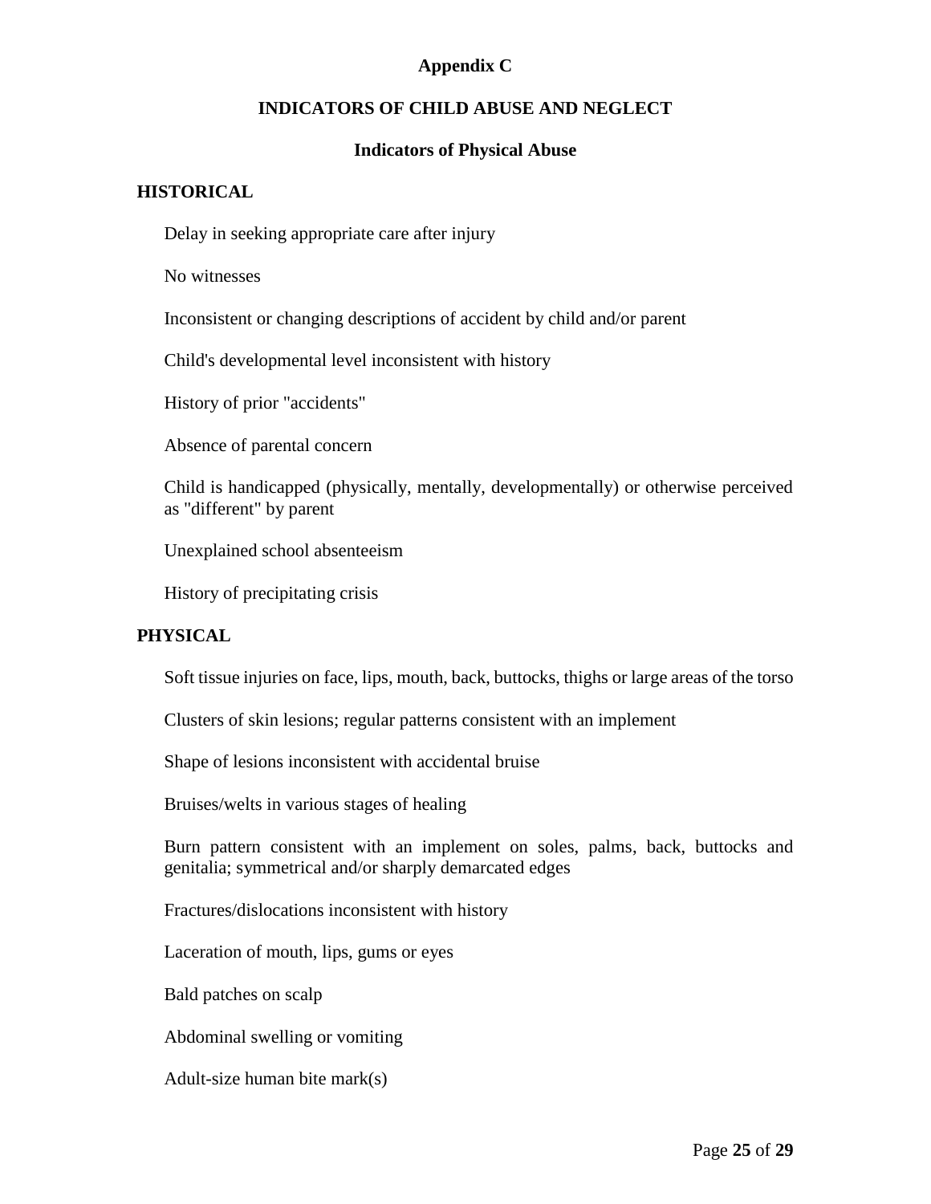# Appendix C

## INDICATORS OF CHILD ABUSE AND NEGLECT

### Indicators of Physical Abuse

**HISTORICAL**

Delay in seeking appropriate care after injury

No witnesses

Inconsistent or changing descriptions of accident by child and/or parent

Child's developmental level inconsistent with history

History of prior "accidents"

Absence of parental concern

Child is handicapped (physically, mentally, developmentally) or otherwise perceived as "different" by parent

Unexplained school absenteeism

History of precipitating crisis

**PHYSICAL**

Soft tissue injuries on face, lips, mouth, back, buttocks, thighs or large areas of the torso

Clusters of skin lesions; regular patterns consistent with an implement

Shape of lesions inconsistent with accidental bruise

Bruises/welts in various stages of healing

Burn pattern consistent with an implement on soles, palms, back, buttocks and genitalia; symmetrical and/or sharply demarcated edges

Fractures/dislocations inconsistent with history

Laceration of mouth, lips, gums or eyes

Bald patches on scalp

Abdominal swelling or vomiting

Adult-size human bite mark(s)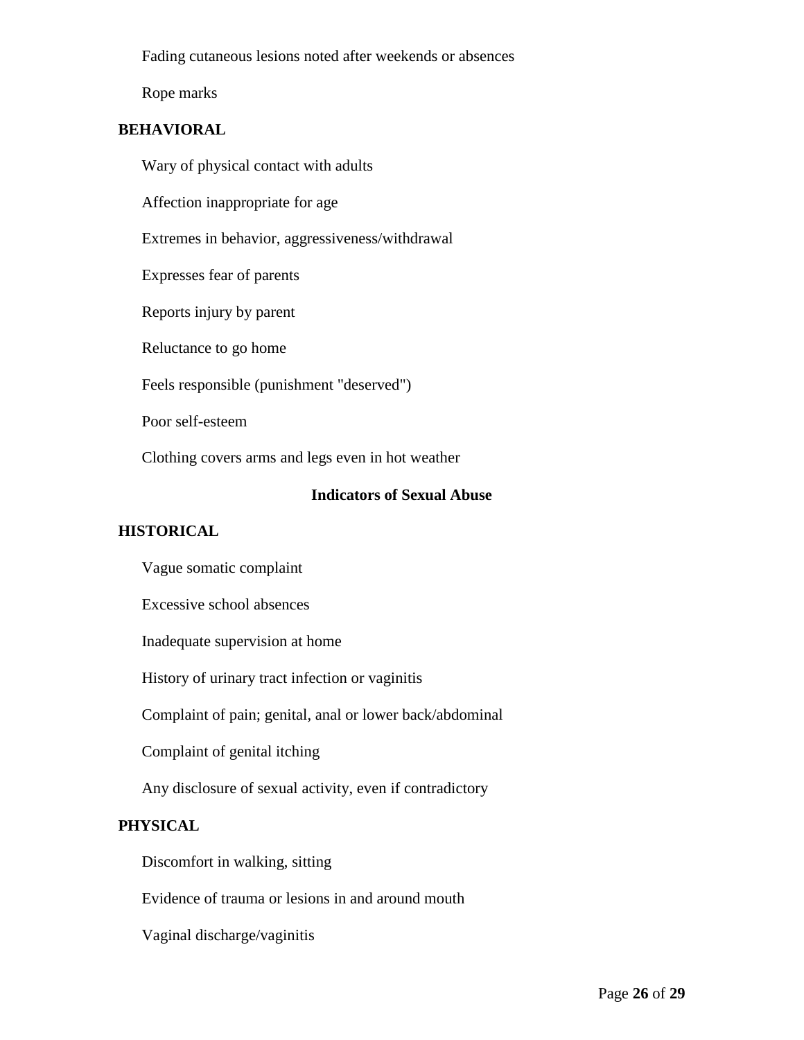Fading cutaneous lesions noted after weekends or absences

Rope marks

**BEHAVIORAL**

Wary of physical contact with adults

Affection inappropriate for age

Extremes in behavior, aggressiveness/withdrawal

Expresses fear of parents

Reports injury by parent

Reluctance to go home

Feels responsible (punishment "deserved")

Poor self-esteem

Clothing covers arms and legs even in hot weather

## Indicators of Sexual Abuse

**HISTORICAL**

Vague somatic complaint

Excessive school absences

Inadequate supervision at home

History of urinary tract infection or vaginitis

Complaint of pain; genital, anal or lower back/abdominal

Complaint of genital itching

Any disclosure of sexual activity, even if contradictory

**PHYSICAL**

Discomfort in walking, sitting

Evidence of trauma or lesions in and around mouth

Vaginal discharge/vaginitis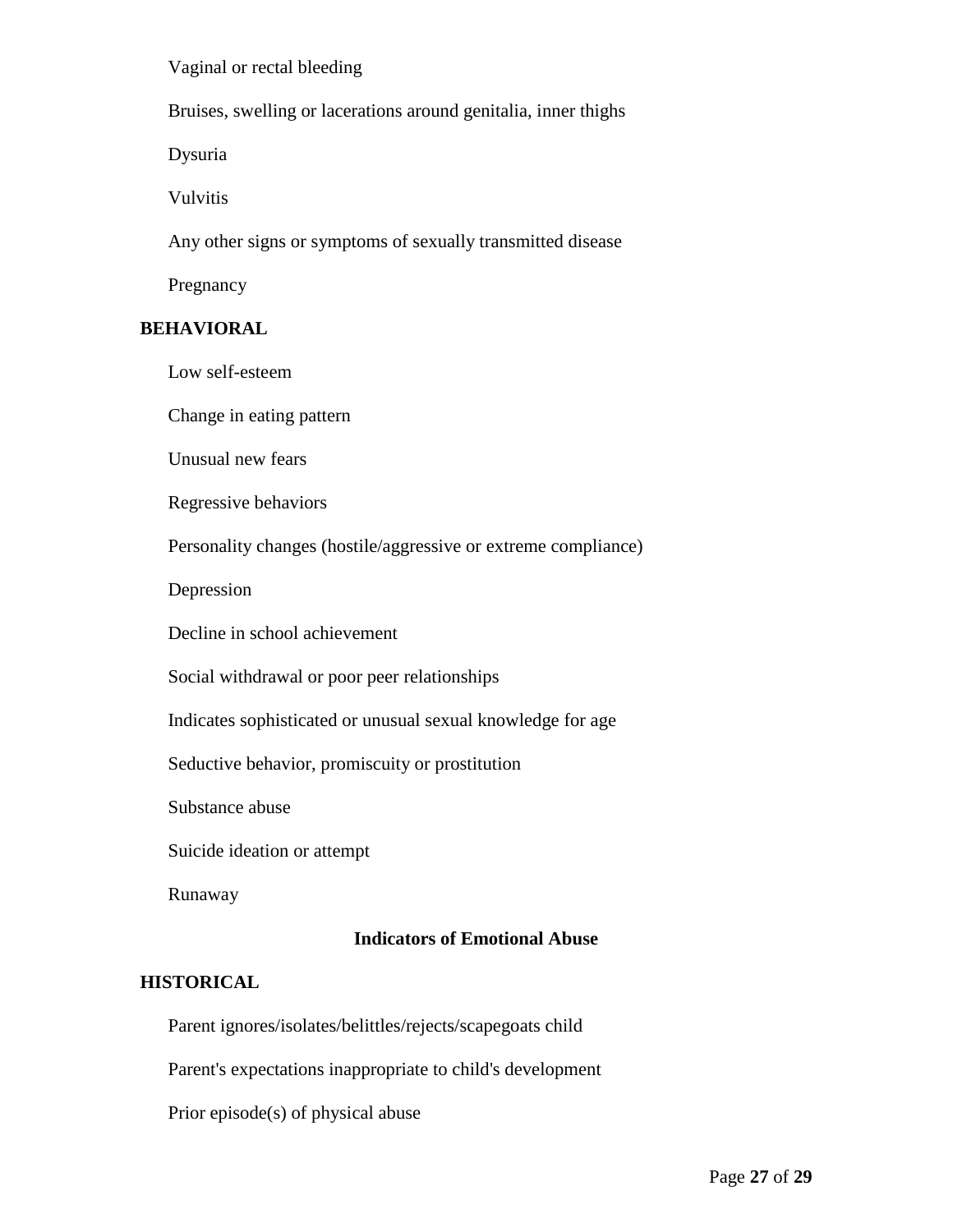Vaginal or rectal bleeding

Bruises, swelling or lacerations around genitalia, inner thighs

Dysuria

Vulvitis

Any other signs or symptoms of sexually transmitted disease

Pregnancy

**BEHAVIORAL**

Low self-esteem

Change in eating pattern

Unusual new fears

Regressive behaviors

Personality changes (hostile/aggressive or extreme compliance)

Depression

Decline in school achievement

Social withdrawal or poor peer relationships

Indicates sophisticated or unusual sexual knowledge for age

Seductive behavior, promiscuity or prostitution

Substance abuse

Suicide ideation or attempt

Runaway

## Indicators of Emotional Abuse

**HISTORICAL**

Parent ignores/isolates/belittles/rejects/scapegoats child

Parent's expectations inappropriate to child's development

Prior episode(s) of physical abuse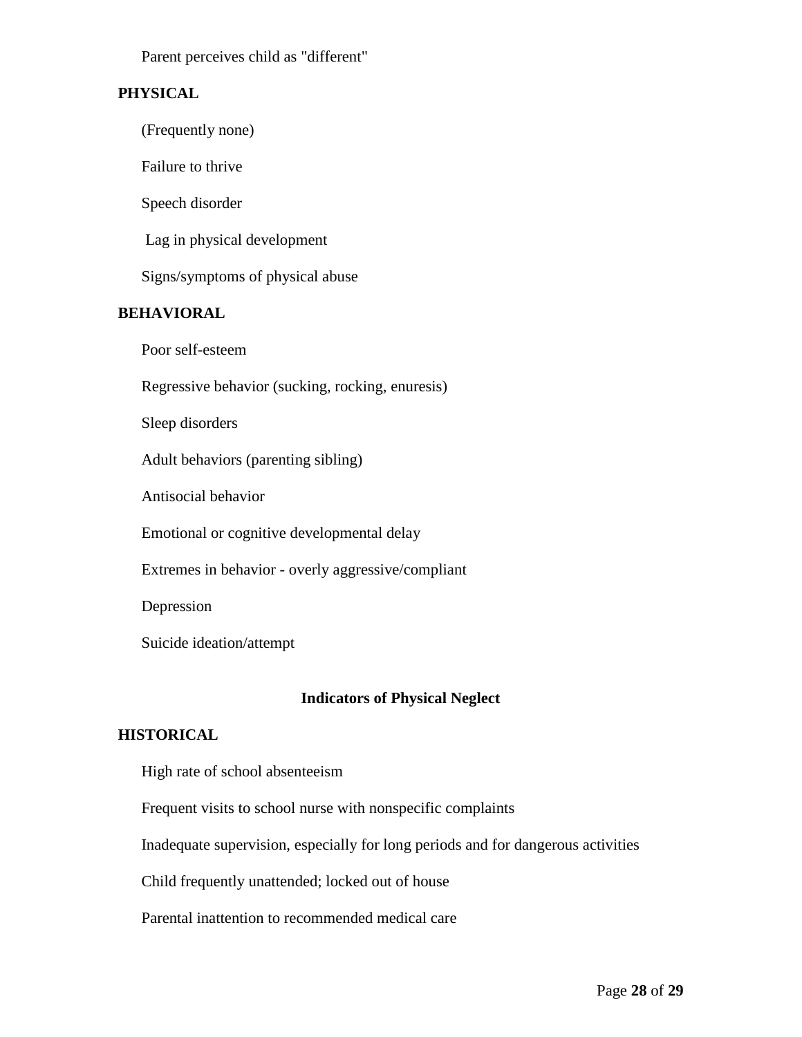Parent perceives child as "different"

**PHYSICAL**

(Frequently none)

Failure to thrive

Speech disorder

Lag in physical development

Signs/symptoms of physical abuse

**BEHAVIORAL**

Poor self-esteem

Regressive behavior (sucking, rocking, enuresis)

Sleep disorders

Adult behaviors (parenting sibling)

Antisocial behavior

Emotional or cognitive developmental delay

Extremes in behavior - overly aggressive/compliant

Depression

Suicide ideation/attempt

## Indicators of Physical Neglect

**HISTORICAL**

High rate of school absenteeism

Frequent visits to school nurse with nonspecific complaints

Inadequate supervision, especially for long periods and for dangerous activities

Child frequently unattended; locked out of house

Parental inattention to recommended medical care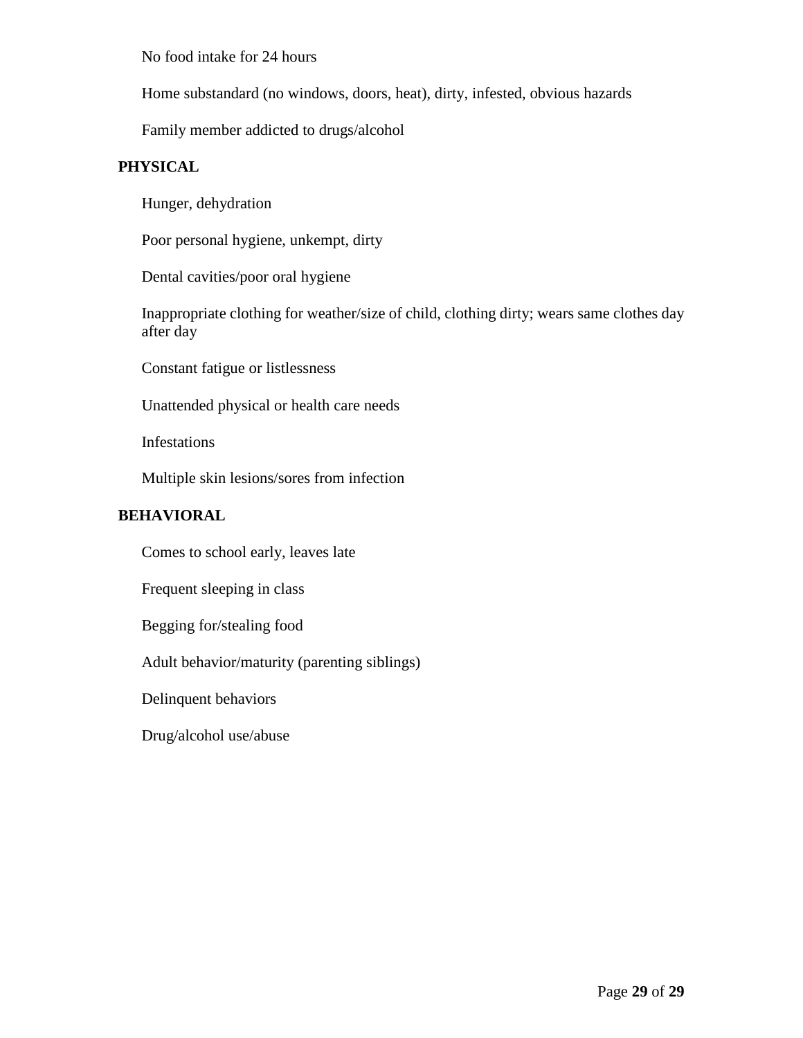No food intake for 24 hours

Home substandard (no windows, doors, heat), dirty, infested, obvious hazards

Family member addicted to drugs/alcohol

**PHYSICAL**

Hunger, dehydration

Poor personal hygiene, unkempt, dirty

Dental cavities/poor oral hygiene

Inappropriate clothing for weather/size of child, clothing dirty; wears same clothes day after day

Constant fatigue or listlessness

Unattended physical or health care needs

Infestations

Multiple skin lesions/sores from infection

**BEHAVIORAL**

Comes to school early, leaves late

Frequent sleeping in class

Begging for/stealing food

Adult behavior/maturity (parenting siblings)

Delinquent behaviors

Drug/alcohol use/abuse